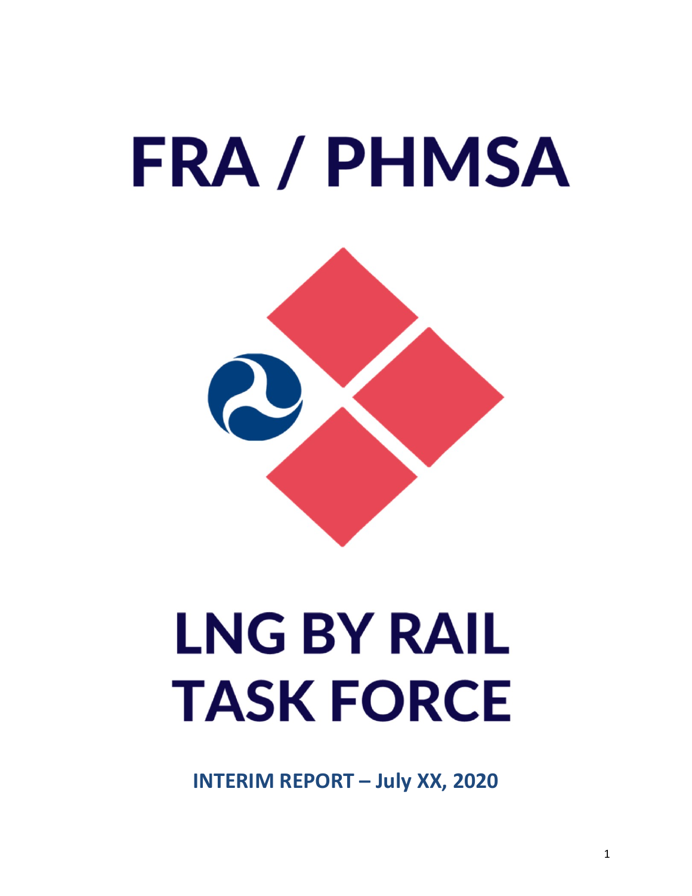# FRA / PHMSA

# LNG BY RAIL TASK FORCE

**INTERIM REPORT – July XX, 2020**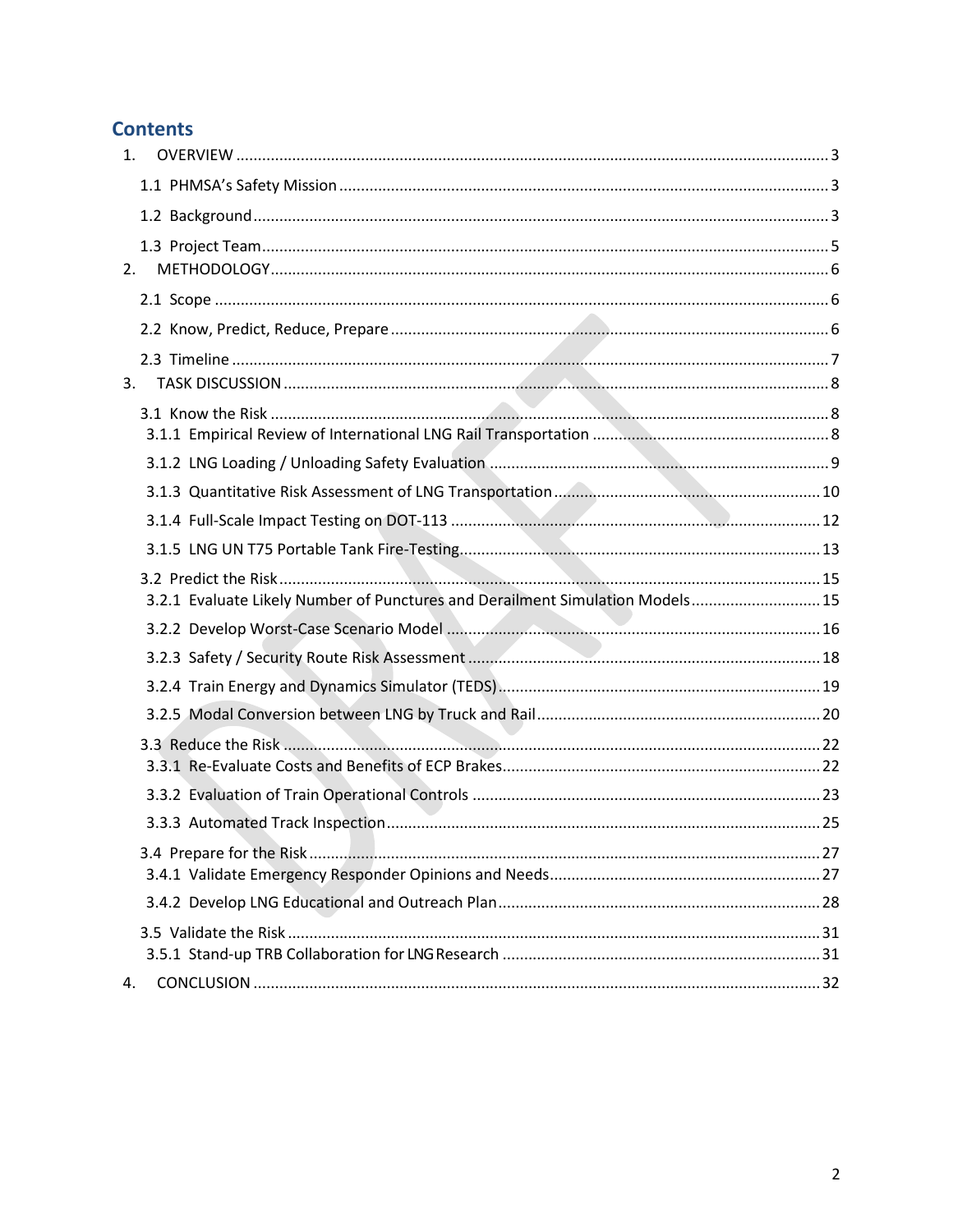# Contents

1. OVERVIEW ..... 3
   - 1.1 PHMSA's Safety Mission ..... 3
   - 1.2 Background ..... 3
   - 1.3 Project Team ..... 5
2. METHODOLOGY ..... 6
   - 2.1 Scope ..... 6
   - 2.2 Know, Predict, Reduce, Prepare ..... 6
   - 2.3 Timeline ..... 7
3. TASK DISCUSSION ..... 8
   - 3.1 Know the Risk ..... 8
     - 3.1.1 Empirical Review of International LNG Rail Transportation ..... 8
     - 3.1.2 LNG Loading / Unloading Safety Evaluation ..... 9
     - 3.1.3 Quantitative Risk Assessment of LNG Transportation ..... 10
     - 3.1.4 Full-Scale Impact Testing on DOT-113 ..... 12
     - 3.1.5 LNG UN T75 Portable Tank Fire-Testing ..... 13
   - 3.2 Predict the Risk ..... 15
     - 3.2.1 Evaluate Likely Number of Punctures and Derailment Simulation Models ..... 15
     - 3.2.2 Develop Worst-Case Scenario Model ..... 16
     - 3.2.3 Safety / Security Route Risk Assessment ..... 18
     - 3.2.4 Train Energy and Dynamics Simulator (TEDS) ..... 19
     - 3.2.5 Modal Conversion between LNG by Truck and Rail ..... 20
   - 3.3 Reduce the Risk ..... 22
     - 3.3.1 Re-Evaluate Costs and Benefits of ECP Brakes ..... 22
     - 3.3.2 Evaluation of Train Operational Controls ..... 23
     - 3.3.3 Automated Track Inspection ..... 25
   - 3.4 Prepare for the Risk ..... 27
     - 3.4.1 Validate Emergency Responder Opinions and Needs ..... 27
     - 3.4.2 Develop LNG Educational and Outreach Plan ..... 28
   - 3.5 Validate the Risk ..... 31
     - 3.5.1 Stand-up TRB Collaboration for LNG Research ..... 31
4. CONCLUSION ..... 32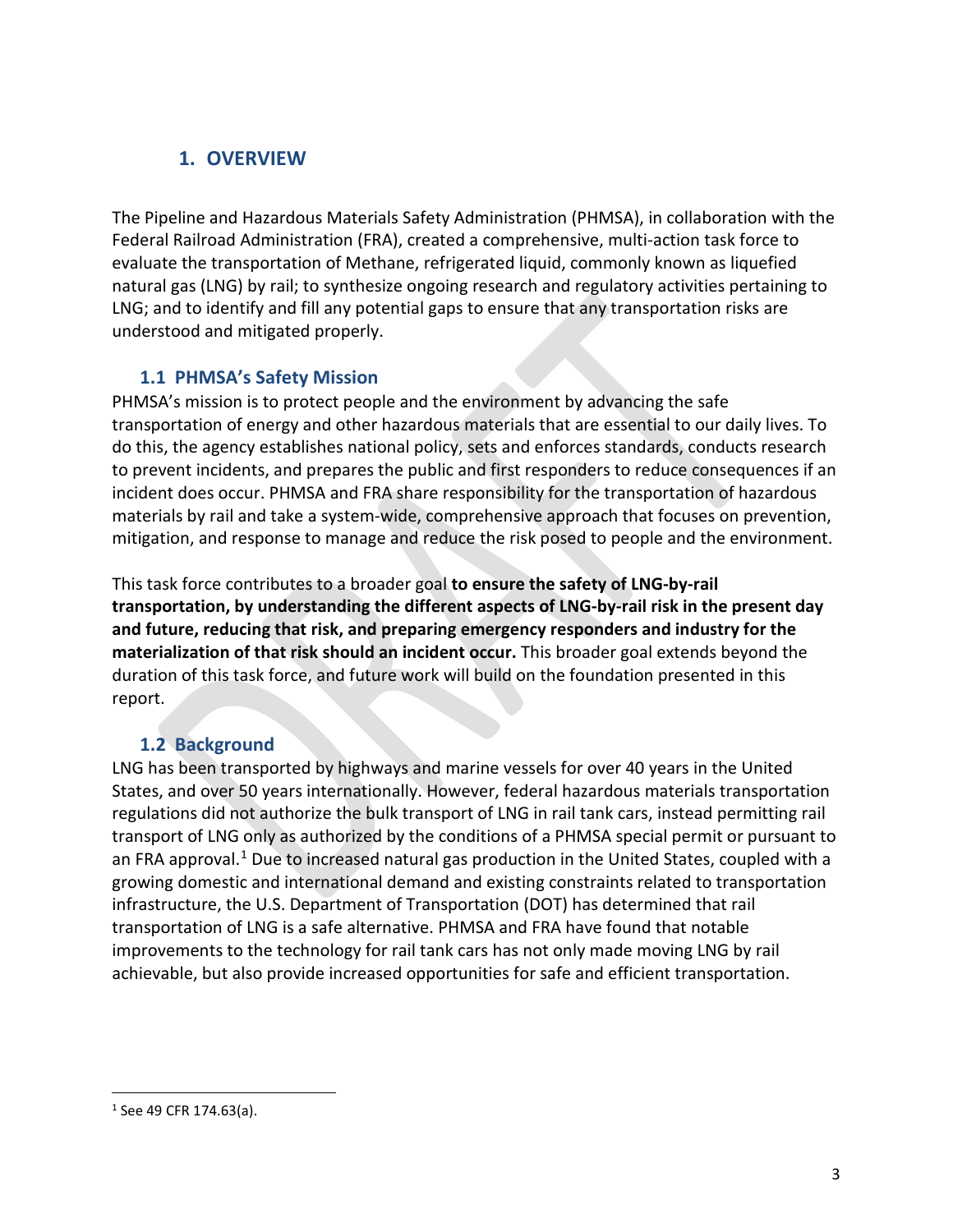# 1. OVERVIEW

The Pipeline and Hazardous Materials Safety Administration (PHMSA), in collaboration with the Federal Railroad Administration (FRA), created a comprehensive, multi-action task force to evaluate the transportation of Methane, refrigerated liquid, commonly known as liquefied natural gas (LNG) by rail; to synthesize ongoing research and regulatory activities pertaining to LNG; and to identify and fill any potential gaps to ensure that any transportation risks are understood and mitigated properly.

## 1.1 PHMSA's Safety Mission

PHMSA's mission is to protect people and the environment by advancing the safe transportation of energy and other hazardous materials that are essential to our daily lives. To do this, the agency establishes national policy, sets and enforces standards, conducts research to prevent incidents, and prepares the public and first responders to reduce consequences if an incident does occur. PHMSA and FRA share responsibility for the transportation of hazardous materials by rail and take a system-wide, comprehensive approach that focuses on prevention, mitigation, and response to manage and reduce the risk posed to people and the environment.

This task force contributes to a broader goal **to ensure the safety of LNG-by-rail transportation, by understanding the different aspects of LNG-by-rail risk in the present day and future, reducing that risk, and preparing emergency responders and industry for the materialization of that risk should an incident occur.** This broader goal extends beyond the duration of this task force, and future work will build on the foundation presented in this report.

## 1.2 Background

LNG has been transported by highways and marine vessels for over 40 years in the United States, and over 50 years internationally. However, federal hazardous materials transportation regulations did not authorize the bulk transport of LNG in rail tank cars, instead permitting rail transport of LNG only as authorized by the conditions of a PHMSA special permit or pursuant to an FRA approval.[1] Due to increased natural gas production in the United States, coupled with a growing domestic and international demand and existing constraints related to transportation infrastructure, the U.S. Department of Transportation (DOT) has determined that rail transportation of LNG is a safe alternative. PHMSA and FRA have found that notable improvements to the technology for rail tank cars has not only made moving LNG by rail achievable, but also provide increased opportunities for safe and efficient transportation.

[1] See 49 CFR 174.63(a).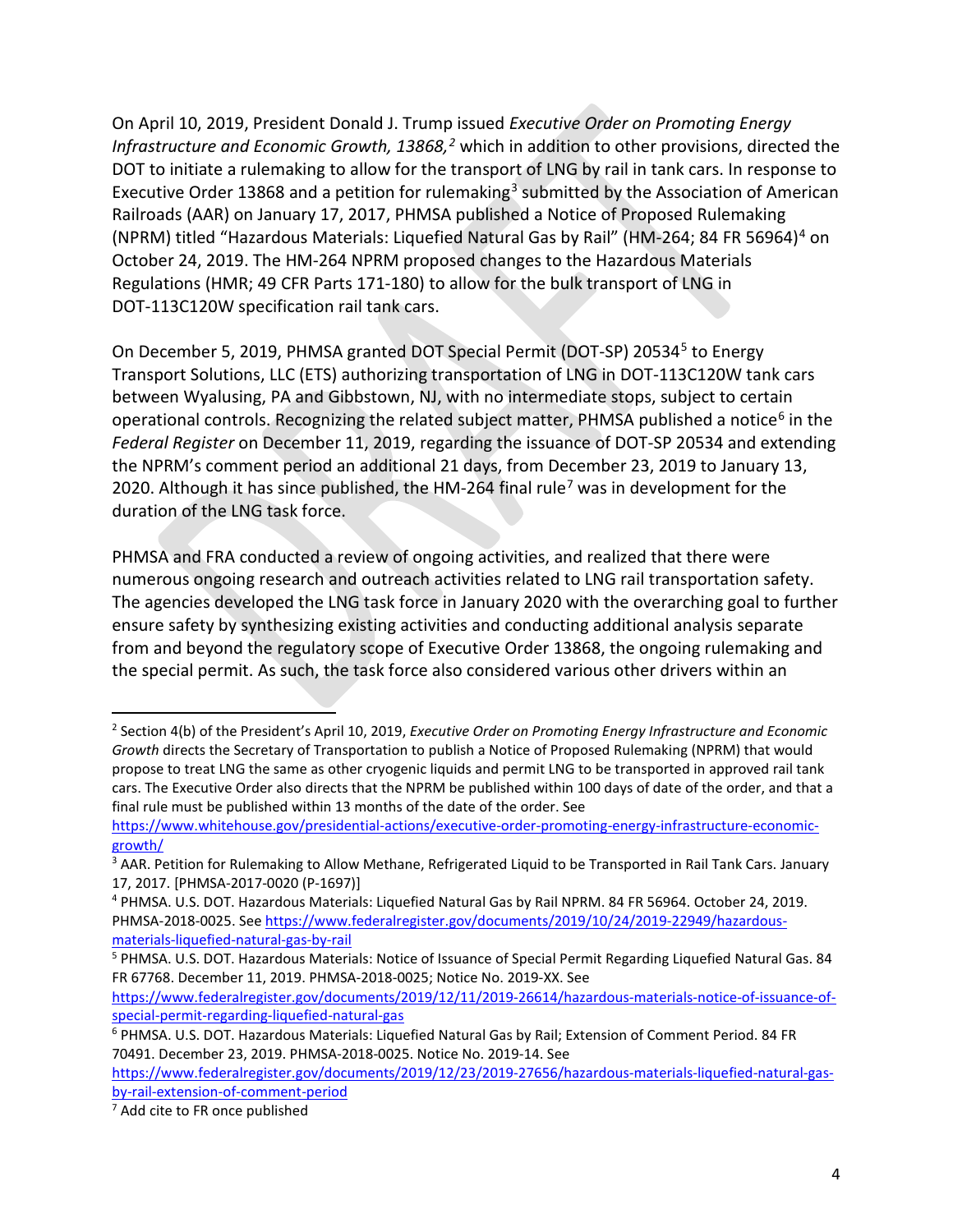On April 10, 2019, President Donald J. Trump issued *Executive Order on Promoting Energy Infrastructure and Economic Growth, 13868,*[2] which in addition to other provisions, directed the DOT to initiate a rulemaking to allow for the transport of LNG by rail in tank cars. In response to Executive Order 13868 and a petition for rulemaking[3] submitted by the Association of American Railroads (AAR) on January 17, 2017, PHMSA published a Notice of Proposed Rulemaking (NPRM) titled "Hazardous Materials: Liquefied Natural Gas by Rail" (HM-264; 84 FR 56964)[4] on October 24, 2019. The HM-264 NPRM proposed changes to the Hazardous Materials Regulations (HMR; 49 CFR Parts 171-180) to allow for the bulk transport of LNG in DOT-113C120W specification rail tank cars.

On December 5, 2019, PHMSA granted DOT Special Permit (DOT-SP) 20534[5] to Energy Transport Solutions, LLC (ETS) authorizing transportation of LNG in DOT-113C120W tank cars between Wyalusing, PA and Gibbstown, NJ, with no intermediate stops, subject to certain operational controls. Recognizing the related subject matter, PHMSA published a notice[6] in the *Federal Register* on December 11, 2019, regarding the issuance of DOT-SP 20534 and extending the NPRM's comment period an additional 21 days, from December 23, 2019 to January 13, 2020. Although it has since published, the HM-264 final rule[7] was in development for the duration of the LNG task force.

PHMSA and FRA conducted a review of ongoing activities, and realized that there were numerous ongoing research and outreach activities related to LNG rail transportation safety. The agencies developed the LNG task force in January 2020 with the overarching goal to further ensure safety by synthesizing existing activities and conducting additional analysis separate from and beyond the regulatory scope of Executive Order 13868, the ongoing rulemaking and the special permit. As such, the task force also considered various other drivers within an

---

[2] Section 4(b) of the President's April 10, 2019, *Executive Order on Promoting Energy Infrastructure and Economic Growth* directs the Secretary of Transportation to publish a Notice of Proposed Rulemaking (NPRM) that would propose to treat LNG the same as other cryogenic liquids and permit LNG to be transported in approved rail tank cars. The Executive Order also directs that the NPRM be published within 100 days of date of the order, and that a final rule must be published within 13 months of the date of the order. See https://www.whitehouse.gov/presidential-actions/executive-order-promoting-energy-infrastructure-economic-growth/

[3] AAR. Petition for Rulemaking to Allow Methane, Refrigerated Liquid to be Transported in Rail Tank Cars. January 17, 2017. [PHMSA-2017-0020 (P-1697)]

[4] PHMSA. U.S. DOT. Hazardous Materials: Liquefied Natural Gas by Rail NPRM. 84 FR 56964. October 24, 2019. PHMSA-2018-0025. See https://www.federalregister.gov/documents/2019/10/24/2019-22949/hazardous-materials-liquefied-natural-gas-by-rail

[5] PHMSA. U.S. DOT. Hazardous Materials: Notice of Issuance of Special Permit Regarding Liquefied Natural Gas. 84 FR 67768. December 11, 2019. PHMSA-2018-0025; Notice No. 2019-XX. See https://www.federalregister.gov/documents/2019/12/11/2019-26614/hazardous-materials-notice-of-issuance-of-special-permit-regarding-liquefied-natural-gas

[6] PHMSA. U.S. DOT. Hazardous Materials: Liquefied Natural Gas by Rail; Extension of Comment Period. 84 FR 70491. December 23, 2019. PHMSA-2018-0025. Notice No. 2019-14. See https://www.federalregister.gov/documents/2019/12/23/2019-27656/hazardous-materials-liquefied-natural-gas-by-rail-extension-of-comment-period

[7] Add cite to FR once published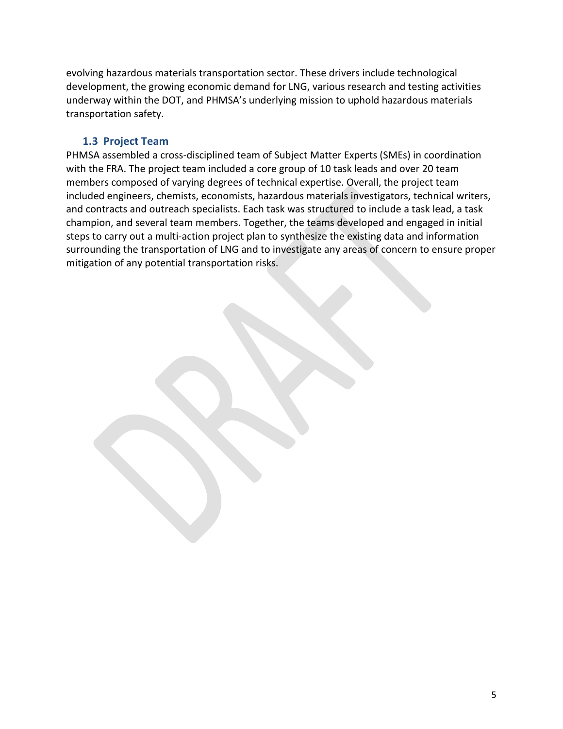evolving hazardous materials transportation sector. These drivers include technological development, the growing economic demand for LNG, various research and testing activities underway within the DOT, and PHMSA's underlying mission to uphold hazardous materials transportation safety.

### 1.3 Project Team

PHMSA assembled a cross-disciplined team of Subject Matter Experts (SMEs) in coordination with the FRA. The project team included a core group of 10 task leads and over 20 team members composed of varying degrees of technical expertise. Overall, the project team included engineers, chemists, economists, hazardous materials investigators, technical writers, and contracts and outreach specialists. Each task was structured to include a task lead, a task champion, and several team members. Together, the teams developed and engaged in initial steps to carry out a multi-action project plan to synthesize the existing data and information surrounding the transportation of LNG and to investigate any areas of concern to ensure proper mitigation of any potential transportation risks.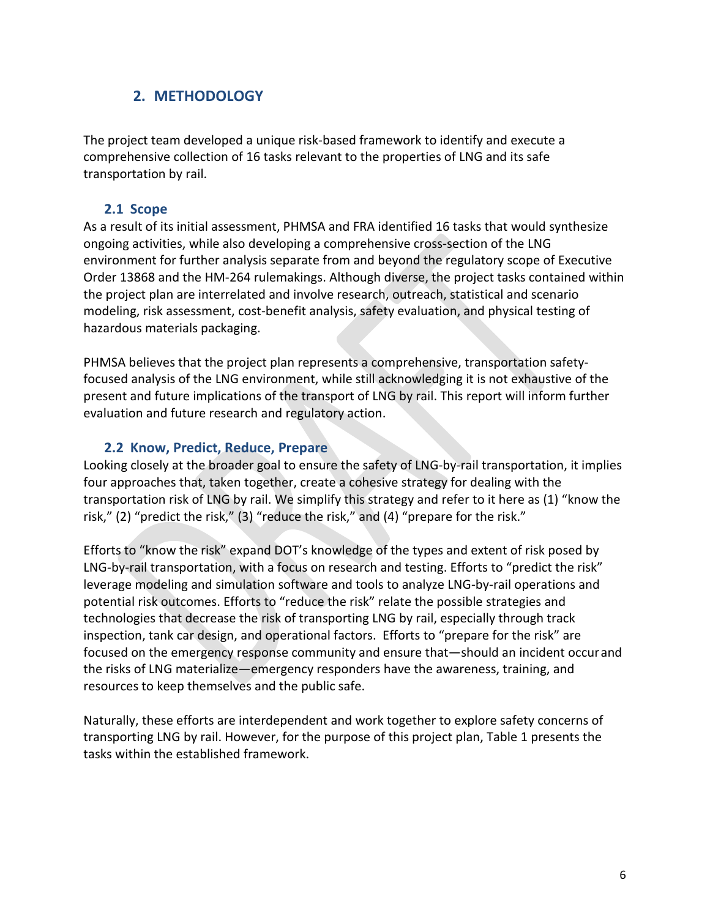## 2. METHODOLOGY

The project team developed a unique risk-based framework to identify and execute a comprehensive collection of 16 tasks relevant to the properties of LNG and its safe transportation by rail.

### 2.1 Scope

As a result of its initial assessment, PHMSA and FRA identified 16 tasks that would synthesize ongoing activities, while also developing a comprehensive cross-section of the LNG environment for further analysis separate from and beyond the regulatory scope of Executive Order 13868 and the HM-264 rulemakings. Although diverse, the project tasks contained within the project plan are interrelated and involve research, outreach, statistical and scenario modeling, risk assessment, cost-benefit analysis, safety evaluation, and physical testing of hazardous materials packaging.

PHMSA believes that the project plan represents a comprehensive, transportation safety-focused analysis of the LNG environment, while still acknowledging it is not exhaustive of the present and future implications of the transport of LNG by rail. This report will inform further evaluation and future research and regulatory action.

### 2.2 Know, Predict, Reduce, Prepare

Looking closely at the broader goal to ensure the safety of LNG-by-rail transportation, it implies four approaches that, taken together, create a cohesive strategy for dealing with the transportation risk of LNG by rail. We simplify this strategy and refer to it here as (1) "know the risk," (2) "predict the risk," (3) "reduce the risk," and (4) "prepare for the risk."

Efforts to "know the risk" expand DOT's knowledge of the types and extent of risk posed by LNG-by-rail transportation, with a focus on research and testing. Efforts to "predict the risk" leverage modeling and simulation software and tools to analyze LNG-by-rail operations and potential risk outcomes. Efforts to "reduce the risk" relate the possible strategies and technologies that decrease the risk of transporting LNG by rail, especially through track inspection, tank car design, and operational factors. Efforts to "prepare for the risk" are focused on the emergency response community and ensure that—should an incident occur and the risks of LNG materialize—emergency responders have the awareness, training, and resources to keep themselves and the public safe.

Naturally, these efforts are interdependent and work together to explore safety concerns of transporting LNG by rail. However, for the purpose of this project plan, Table 1 presents the tasks within the established framework.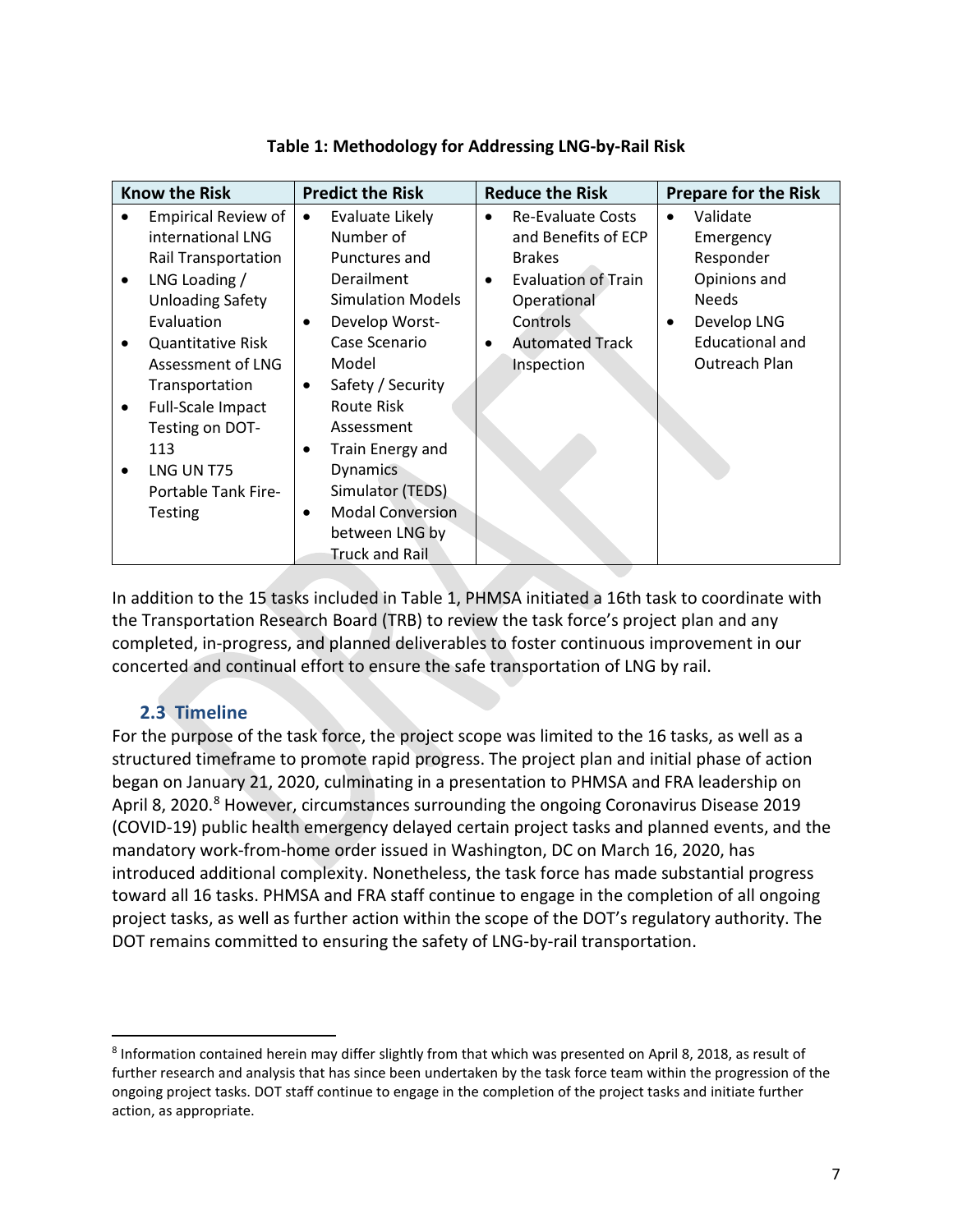**Table 1: Methodology for Addressing LNG-by-Rail Risk**

| Know the Risk | Predict the Risk | Reduce the Risk | Prepare for the Risk |
|---|---|---|---|
| • Empirical Review of international LNG Rail Transportation<br>• LNG Loading / Unloading Safety Evaluation<br>• Quantitative Risk Assessment of LNG Transportation<br>• Full-Scale Impact Testing on DOT-113<br>• LNG UN T75 Portable Tank Fire-Testing | • Evaluate Likely Number of Punctures and Derailment Simulation Models<br>• Develop Worst-Case Scenario Model<br>• Safety / Security Route Risk Assessment<br>• Train Energy and Dynamics Simulator (TEDS)<br>• Modal Conversion between LNG by Truck and Rail | • Re-Evaluate Costs and Benefits of ECP Brakes<br>• Evaluation of Train Operational Controls<br>• Automated Track Inspection | • Validate Emergency Responder Opinions and Needs<br>• Develop LNG Educational and Outreach Plan |

In addition to the 15 tasks included in Table 1, PHMSA initiated a 16th task to coordinate with the Transportation Research Board (TRB) to review the task force's project plan and any completed, in-progress, and planned deliverables to foster continuous improvement in our concerted and continual effort to ensure the safe transportation of LNG by rail.

### 2.3 Timeline

For the purpose of the task force, the project scope was limited to the 16 tasks, as well as a structured timeframe to promote rapid progress. The project plan and initial phase of action began on January 21, 2020, culminating in a presentation to PHMSA and FRA leadership on April 8, 2020.[8] However, circumstances surrounding the ongoing Coronavirus Disease 2019 (COVID-19) public health emergency delayed certain project tasks and planned events, and the mandatory work-from-home order issued in Washington, DC on March 16, 2020, has introduced additional complexity. Nonetheless, the task force has made substantial progress toward all 16 tasks. PHMSA and FRA staff continue to engage in the completion of all ongoing project tasks, as well as further action within the scope of the DOT's regulatory authority. The DOT remains committed to ensuring the safety of LNG-by-rail transportation.

---

[8] Information contained herein may differ slightly from that which was presented on April 8, 2018, as result of further research and analysis that has since been undertaken by the task force team within the progression of the ongoing project tasks. DOT staff continue to engage in the completion of the project tasks and initiate further action, as appropriate.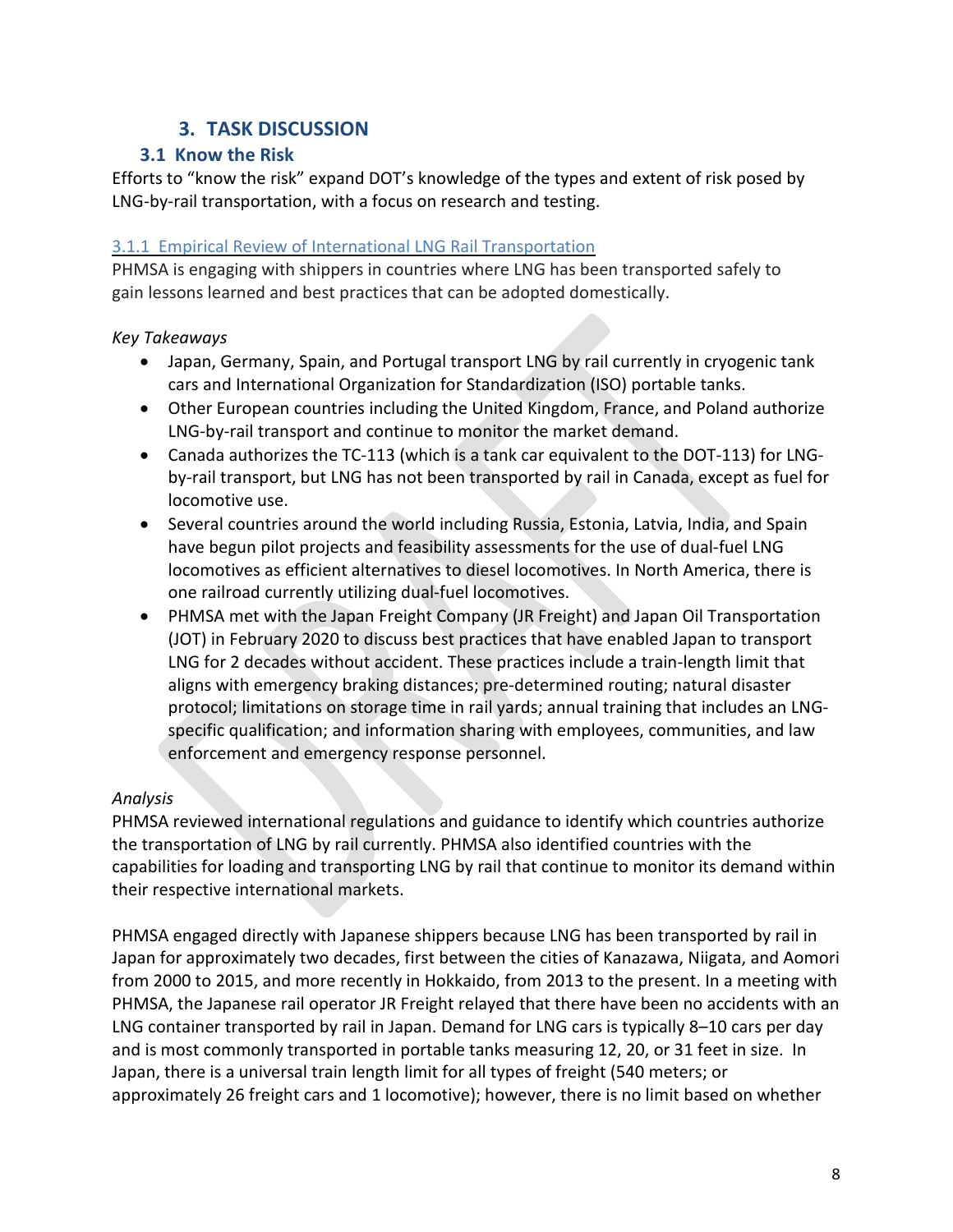# 3. TASK DISCUSSION

## 3.1 Know the Risk

Efforts to "know the risk" expand DOT's knowledge of the types and extent of risk posed by LNG-by-rail transportation, with a focus on research and testing.

### 3.1.1 Empirical Review of International LNG Rail Transportation

PHMSA is engaging with shippers in countries where LNG has been transported safely to gain lessons learned and best practices that can be adopted domestically.

*Key Takeaways*

- Japan, Germany, Spain, and Portugal transport LNG by rail currently in cryogenic tank cars and International Organization for Standardization (ISO) portable tanks.
- Other European countries including the United Kingdom, France, and Poland authorize LNG-by-rail transport and continue to monitor the market demand.
- Canada authorizes the TC-113 (which is a tank car equivalent to the DOT-113) for LNG-by-rail transport, but LNG has not been transported by rail in Canada, except as fuel for locomotive use.
- Several countries around the world including Russia, Estonia, Latvia, India, and Spain have begun pilot projects and feasibility assessments for the use of dual-fuel LNG locomotives as efficient alternatives to diesel locomotives. In North America, there is one railroad currently utilizing dual-fuel locomotives.
- PHMSA met with the Japan Freight Company (JR Freight) and Japan Oil Transportation (JOT) in February 2020 to discuss best practices that have enabled Japan to transport LNG for 2 decades without accident. These practices include a train-length limit that aligns with emergency braking distances; pre-determined routing; natural disaster protocol; limitations on storage time in rail yards; annual training that includes an LNG-specific qualification; and information sharing with employees, communities, and law enforcement and emergency response personnel.

*Analysis*

PHMSA reviewed international regulations and guidance to identify which countries authorize the transportation of LNG by rail currently. PHMSA also identified countries with the capabilities for loading and transporting LNG by rail that continue to monitor its demand within their respective international markets.

PHMSA engaged directly with Japanese shippers because LNG has been transported by rail in Japan for approximately two decades, first between the cities of Kanazawa, Niigata, and Aomori from 2000 to 2015, and more recently in Hokkaido, from 2013 to the present. In a meeting with PHMSA, the Japanese rail operator JR Freight relayed that there have been no accidents with an LNG container transported by rail in Japan. Demand for LNG cars is typically 8–10 cars per day and is most commonly transported in portable tanks measuring 12, 20, or 31 feet in size. In Japan, there is a universal train length limit for all types of freight (540 meters; or approximately 26 freight cars and 1 locomotive); however, there is no limit based on whether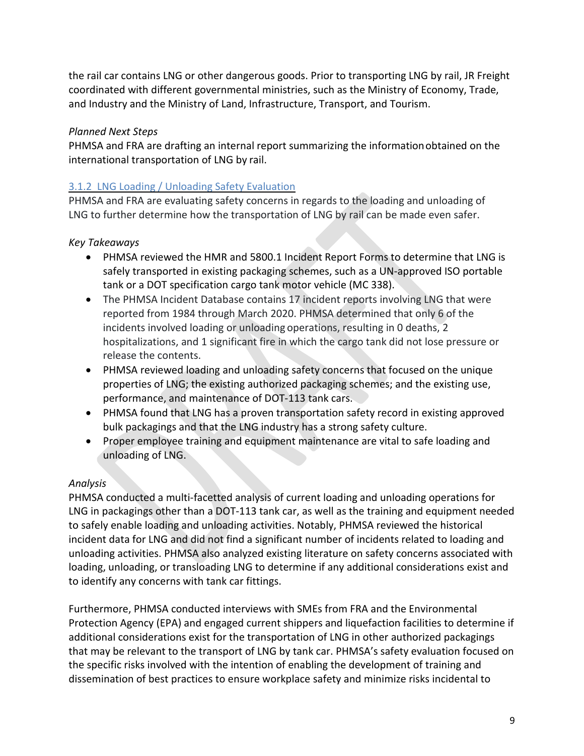the rail car contains LNG or other dangerous goods. Prior to transporting LNG by rail, JR Freight coordinated with different governmental ministries, such as the Ministry of Economy, Trade, and Industry and the Ministry of Land, Infrastructure, Transport, and Tourism.

*Planned Next Steps*

PHMSA and FRA are drafting an internal report summarizing the information obtained on the international transportation of LNG by rail.

### 3.1.2 LNG Loading / Unloading Safety Evaluation

PHMSA and FRA are evaluating safety concerns in regards to the loading and unloading of LNG to further determine how the transportation of LNG by rail can be made even safer.

*Key Takeaways*

- PHMSA reviewed the HMR and 5800.1 Incident Report Forms to determine that LNG is safely transported in existing packaging schemes, such as a UN-approved ISO portable tank or a DOT specification cargo tank motor vehicle (MC 338).
- The PHMSA Incident Database contains 17 incident reports involving LNG that were reported from 1984 through March 2020. PHMSA determined that only 6 of the incidents involved loading or unloading operations, resulting in 0 deaths, 2 hospitalizations, and 1 significant fire in which the cargo tank did not lose pressure or release the contents.
- PHMSA reviewed loading and unloading safety concerns that focused on the unique properties of LNG; the existing authorized packaging schemes; and the existing use, performance, and maintenance of DOT-113 tank cars.
- PHMSA found that LNG has a proven transportation safety record in existing approved bulk packagings and that the LNG industry has a strong safety culture.
- Proper employee training and equipment maintenance are vital to safe loading and unloading of LNG.

*Analysis*

PHMSA conducted a multi-facetted analysis of current loading and unloading operations for LNG in packagings other than a DOT-113 tank car, as well as the training and equipment needed to safely enable loading and unloading activities. Notably, PHMSA reviewed the historical incident data for LNG and did not find a significant number of incidents related to loading and unloading activities. PHMSA also analyzed existing literature on safety concerns associated with loading, unloading, or transloading LNG to determine if any additional considerations exist and to identify any concerns with tank car fittings.

Furthermore, PHMSA conducted interviews with SMEs from FRA and the Environmental Protection Agency (EPA) and engaged current shippers and liquefaction facilities to determine if additional considerations exist for the transportation of LNG in other authorized packagings that may be relevant to the transport of LNG by tank car. PHMSA's safety evaluation focused on the specific risks involved with the intention of enabling the development of training and dissemination of best practices to ensure workplace safety and minimize risks incidental to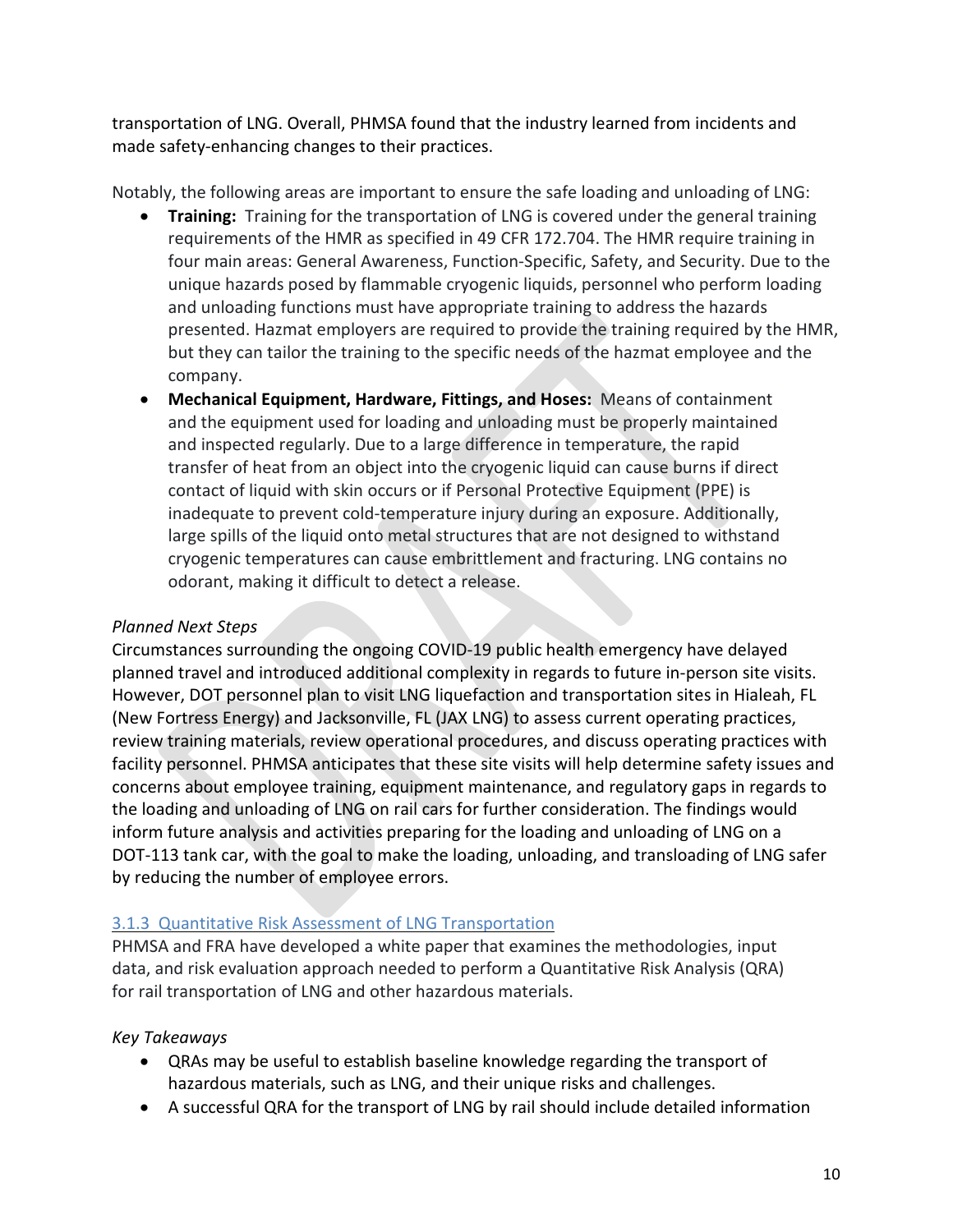transportation of LNG. Overall, PHMSA found that the industry learned from incidents and made safety-enhancing changes to their practices.

Notably, the following areas are important to ensure the safe loading and unloading of LNG:

- **Training:** Training for the transportation of LNG is covered under the general training requirements of the HMR as specified in 49 CFR 172.704. The HMR require training in four main areas: General Awareness, Function-Specific, Safety, and Security. Due to the unique hazards posed by flammable cryogenic liquids, personnel who perform loading and unloading functions must have appropriate training to address the hazards presented. Hazmat employers are required to provide the training required by the HMR, but they can tailor the training to the specific needs of the hazmat employee and the company.
- **Mechanical Equipment, Hardware, Fittings, and Hoses:** Means of containment and the equipment used for loading and unloading must be properly maintained and inspected regularly. Due to a large difference in temperature, the rapid transfer of heat from an object into the cryogenic liquid can cause burns if direct contact of liquid with skin occurs or if Personal Protective Equipment (PPE) is inadequate to prevent cold-temperature injury during an exposure. Additionally, large spills of the liquid onto metal structures that are not designed to withstand cryogenic temperatures can cause embrittlement and fracturing. LNG contains no odorant, making it difficult to detect a release.

*Planned Next Steps*

Circumstances surrounding the ongoing COVID-19 public health emergency have delayed planned travel and introduced additional complexity in regards to future in-person site visits. However, DOT personnel plan to visit LNG liquefaction and transportation sites in Hialeah, FL (New Fortress Energy) and Jacksonville, FL (JAX LNG) to assess current operating practices, review training materials, review operational procedures, and discuss operating practices with facility personnel. PHMSA anticipates that these site visits will help determine safety issues and concerns about employee training, equipment maintenance, and regulatory gaps in regards to the loading and unloading of LNG on rail cars for further consideration. The findings would inform future analysis and activities preparing for the loading and unloading of LNG on a DOT-113 tank car, with the goal to make the loading, unloading, and transloading of LNG safer by reducing the number of employee errors.

### 3.1.3 Quantitative Risk Assessment of LNG Transportation

PHMSA and FRA have developed a white paper that examines the methodologies, input data, and risk evaluation approach needed to perform a Quantitative Risk Analysis (QRA) for rail transportation of LNG and other hazardous materials.

*Key Takeaways*

- QRAs may be useful to establish baseline knowledge regarding the transport of hazardous materials, such as LNG, and their unique risks and challenges.
- A successful QRA for the transport of LNG by rail should include detailed information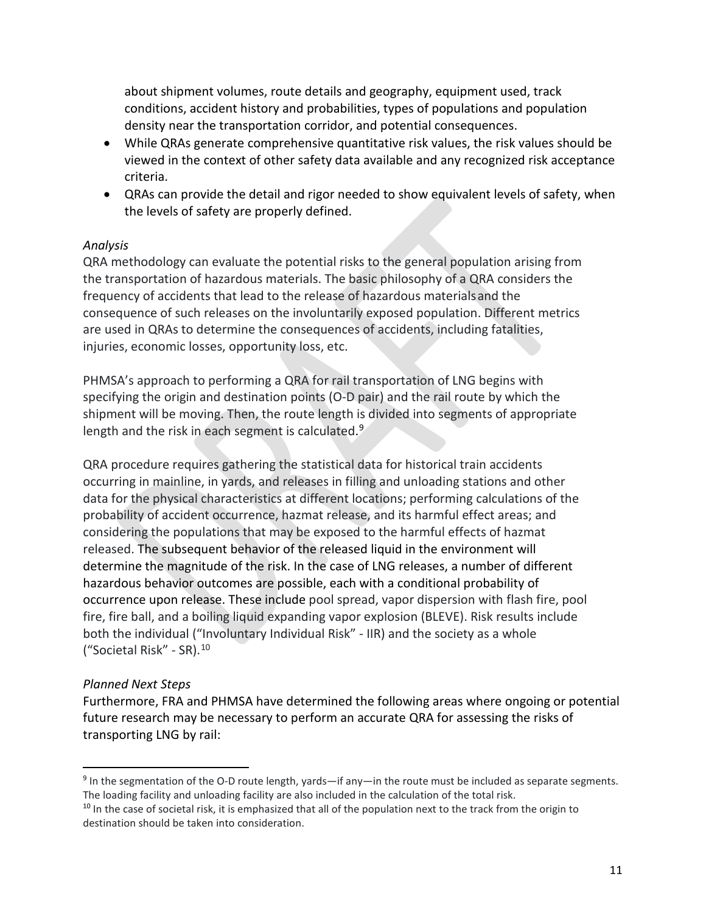about shipment volumes, route details and geography, equipment used, track conditions, accident history and probabilities, types of populations and population density near the transportation corridor, and potential consequences.

- While QRAs generate comprehensive quantitative risk values, the risk values should be viewed in the context of other safety data available and any recognized risk acceptance criteria.
- QRAs can provide the detail and rigor needed to show equivalent levels of safety, when the levels of safety are properly defined.

*Analysis*

QRA methodology can evaluate the potential risks to the general population arising from the transportation of hazardous materials. The basic philosophy of a QRA considers the frequency of accidents that lead to the release of hazardous materials and the consequence of such releases on the involuntarily exposed population. Different metrics are used in QRAs to determine the consequences of accidents, including fatalities, injuries, economic losses, opportunity loss, etc.

PHMSA's approach to performing a QRA for rail transportation of LNG begins with specifying the origin and destination points (O-D pair) and the rail route by which the shipment will be moving. Then, the route length is divided into segments of appropriate length and the risk in each segment is calculated.[9]

QRA procedure requires gathering the statistical data for historical train accidents occurring in mainline, in yards, and releases in filling and unloading stations and other data for the physical characteristics at different locations; performing calculations of the probability of accident occurrence, hazmat release, and its harmful effect areas; and considering the populations that may be exposed to the harmful effects of hazmat released. The subsequent behavior of the released liquid in the environment will determine the magnitude of the risk. In the case of LNG releases, a number of different hazardous behavior outcomes are possible, each with a conditional probability of occurrence upon release. These include pool spread, vapor dispersion with flash fire, pool fire, fire ball, and a boiling liquid expanding vapor explosion (BLEVE). Risk results include both the individual ("Involuntary Individual Risk" - IIR) and the society as a whole ("Societal Risk" - SR).[10]

*Planned Next Steps*

Furthermore, FRA and PHMSA have determined the following areas where ongoing or potential future research may be necessary to perform an accurate QRA for assessing the risks of transporting LNG by rail:

---

[9] In the segmentation of the O-D route length, yards—if any—in the route must be included as separate segments. The loading facility and unloading facility are also included in the calculation of the total risk.

[10] In the case of societal risk, it is emphasized that all of the population next to the track from the origin to destination should be taken into consideration.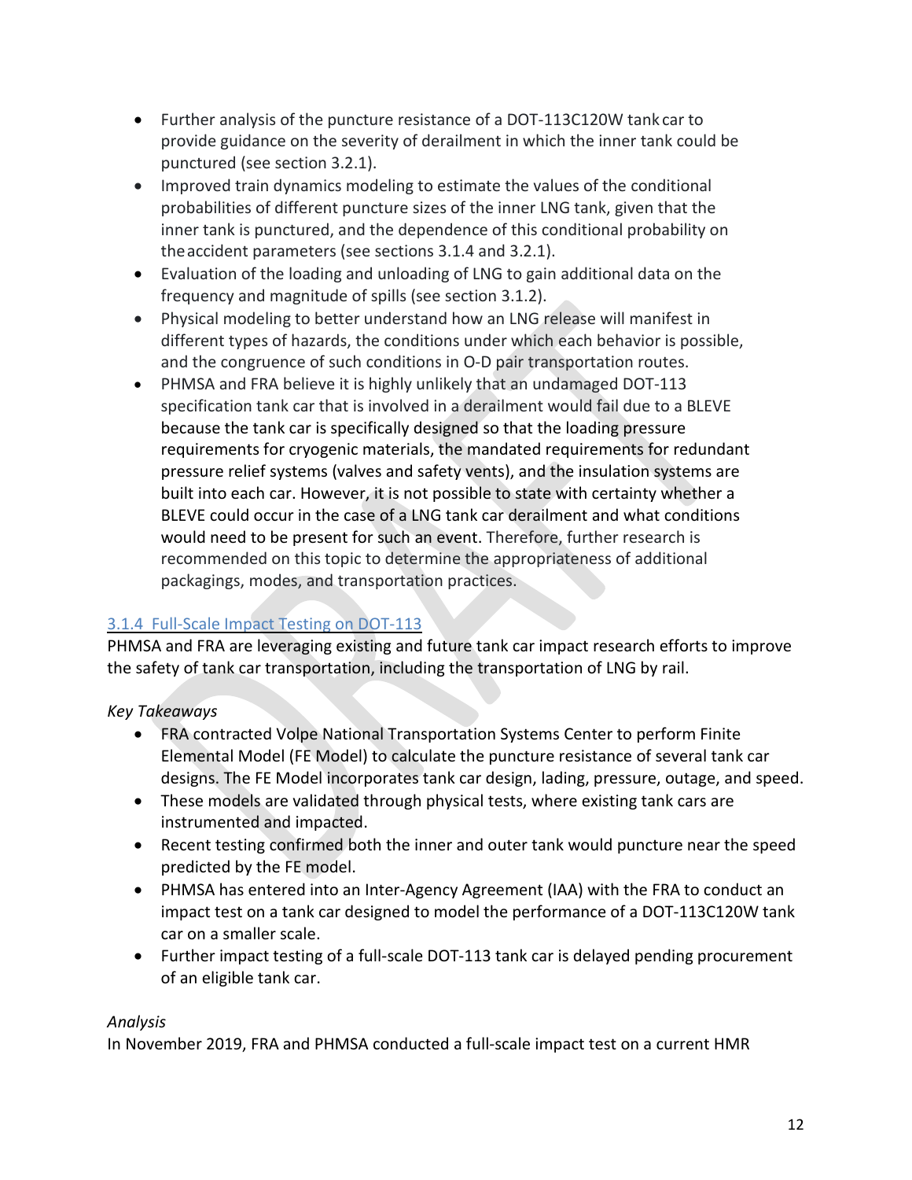- Further analysis of the puncture resistance of a DOT-113C120W tank car to provide guidance on the severity of derailment in which the inner tank could be punctured (see section 3.2.1).
- Improved train dynamics modeling to estimate the values of the conditional probabilities of different puncture sizes of the inner LNG tank, given that the inner tank is punctured, and the dependence of this conditional probability on the accident parameters (see sections 3.1.4 and 3.2.1).
- Evaluation of the loading and unloading of LNG to gain additional data on the frequency and magnitude of spills (see section 3.1.2).
- Physical modeling to better understand how an LNG release will manifest in different types of hazards, the conditions under which each behavior is possible, and the congruence of such conditions in O-D pair transportation routes.
- PHMSA and FRA believe it is highly unlikely that an undamaged DOT-113 specification tank car that is involved in a derailment would fail due to a BLEVE because the tank car is specifically designed so that the loading pressure requirements for cryogenic materials, the mandated requirements for redundant pressure relief systems (valves and safety vents), and the insulation systems are built into each car. However, it is not possible to state with certainty whether a BLEVE could occur in the case of a LNG tank car derailment and what conditions would need to be present for such an event. Therefore, further research is recommended on this topic to determine the appropriateness of additional packagings, modes, and transportation practices.

### 3.1.4 Full-Scale Impact Testing on DOT-113

PHMSA and FRA are leveraging existing and future tank car impact research efforts to improve the safety of tank car transportation, including the transportation of LNG by rail.

*Key Takeaways*

- FRA contracted Volpe National Transportation Systems Center to perform Finite Elemental Model (FE Model) to calculate the puncture resistance of several tank car designs. The FE Model incorporates tank car design, lading, pressure, outage, and speed.
- These models are validated through physical tests, where existing tank cars are instrumented and impacted.
- Recent testing confirmed both the inner and outer tank would puncture near the speed predicted by the FE model.
- PHMSA has entered into an Inter-Agency Agreement (IAA) with the FRA to conduct an impact test on a tank car designed to model the performance of a DOT-113C120W tank car on a smaller scale.
- Further impact testing of a full-scale DOT-113 tank car is delayed pending procurement of an eligible tank car.

*Analysis*

In November 2019, FRA and PHMSA conducted a full-scale impact test on a current HMR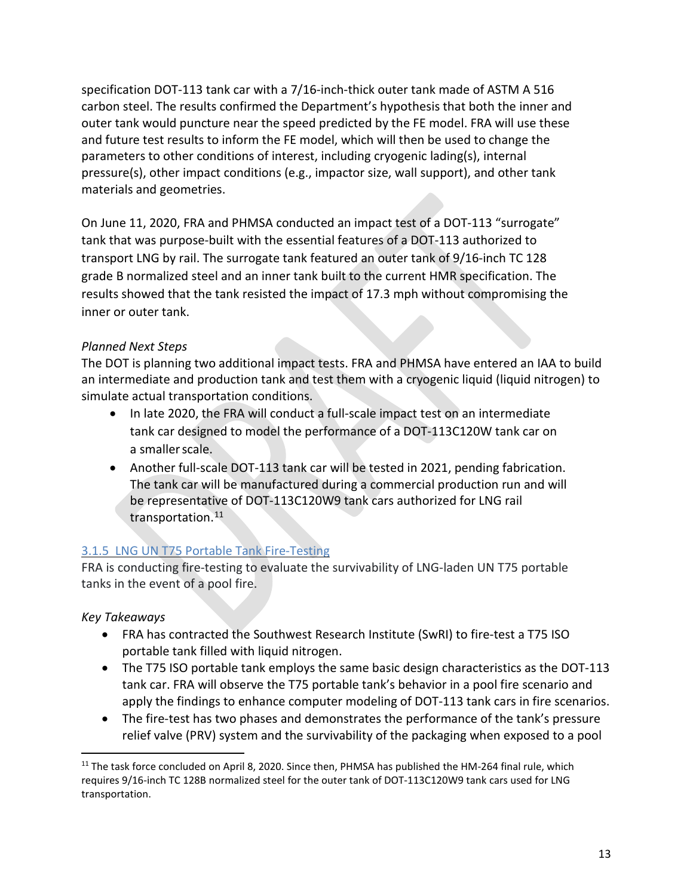specification DOT-113 tank car with a 7/16-inch-thick outer tank made of ASTM A 516 carbon steel. The results confirmed the Department's hypothesis that both the inner and outer tank would puncture near the speed predicted by the FE model. FRA will use these and future test results to inform the FE model, which will then be used to change the parameters to other conditions of interest, including cryogenic lading(s), internal pressure(s), other impact conditions (e.g., impactor size, wall support), and other tank materials and geometries.

On June 11, 2020, FRA and PHMSA conducted an impact test of a DOT-113 "surrogate" tank that was purpose-built with the essential features of a DOT-113 authorized to transport LNG by rail. The surrogate tank featured an outer tank of 9/16-inch TC 128 grade B normalized steel and an inner tank built to the current HMR specification. The results showed that the tank resisted the impact of 17.3 mph without compromising the inner or outer tank.

*Planned Next Steps*

The DOT is planning two additional impact tests. FRA and PHMSA have entered an IAA to build an intermediate and production tank and test them with a cryogenic liquid (liquid nitrogen) to simulate actual transportation conditions.

- In late 2020, the FRA will conduct a full-scale impact test on an intermediate tank car designed to model the performance of a DOT-113C120W tank car on a smaller scale.
- Another full-scale DOT-113 tank car will be tested in 2021, pending fabrication. The tank car will be manufactured during a commercial production run and will be representative of DOT-113C120W9 tank cars authorized for LNG rail transportation.[11]

### 3.1.5 LNG UN T75 Portable Tank Fire-Testing

FRA is conducting fire-testing to evaluate the survivability of LNG-laden UN T75 portable tanks in the event of a pool fire.

*Key Takeaways*

- FRA has contracted the Southwest Research Institute (SwRI) to fire-test a T75 ISO portable tank filled with liquid nitrogen.
- The T75 ISO portable tank employs the same basic design characteristics as the DOT-113 tank car. FRA will observe the T75 portable tank's behavior in a pool fire scenario and apply the findings to enhance computer modeling of DOT-113 tank cars in fire scenarios.
- The fire-test has two phases and demonstrates the performance of the tank's pressure relief valve (PRV) system and the survivability of the packaging when exposed to a pool

[11] The task force concluded on April 8, 2020. Since then, PHMSA has published the HM-264 final rule, which requires 9/16-inch TC 128B normalized steel for the outer tank of DOT-113C120W9 tank cars used for LNG transportation.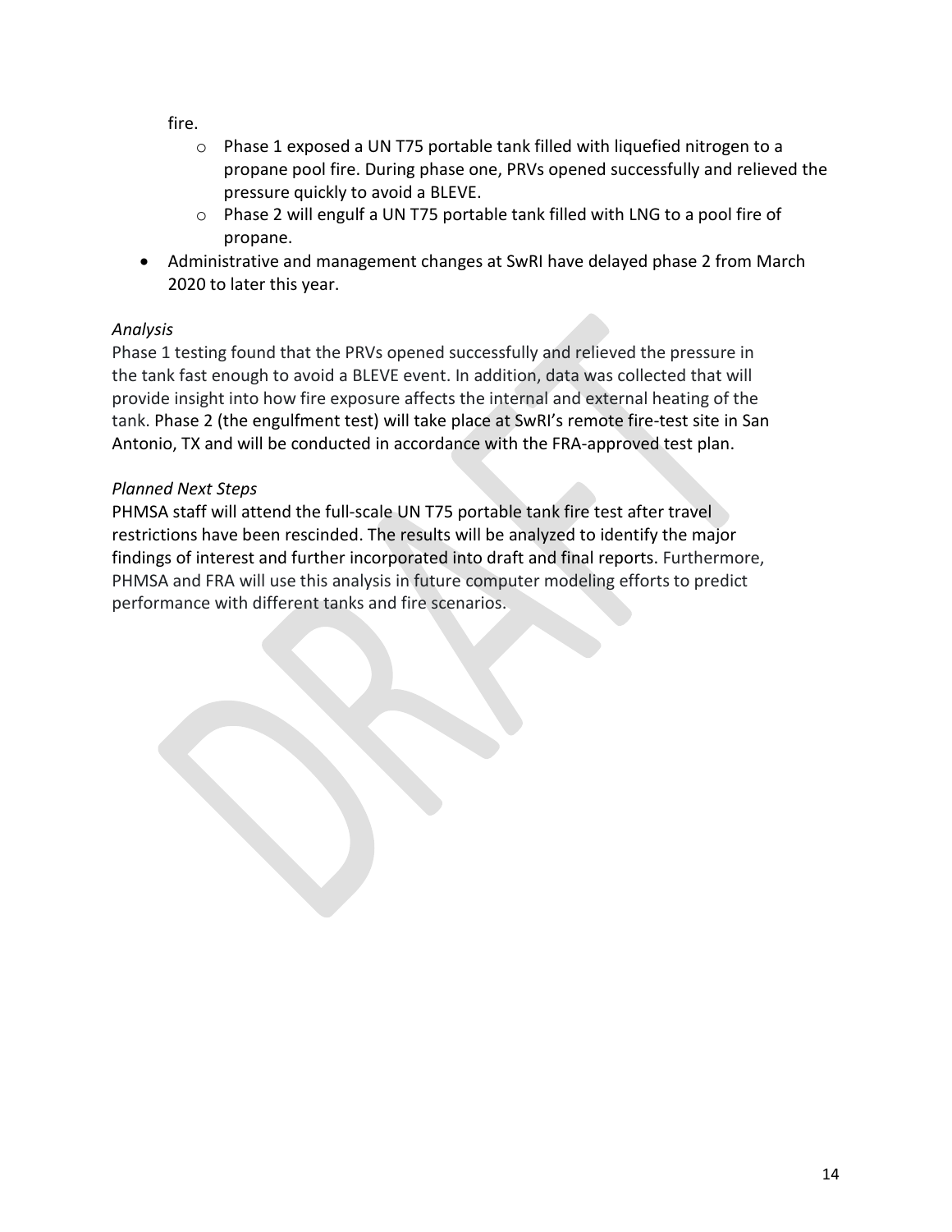fire.

    - Phase 1 exposed a UN T75 portable tank filled with liquefied nitrogen to a propane pool fire. During phase one, PRVs opened successfully and relieved the pressure quickly to avoid a BLEVE.
    - Phase 2 will engulf a UN T75 portable tank filled with LNG to a pool fire of propane.
- Administrative and management changes at SwRI have delayed phase 2 from March 2020 to later this year.

*Analysis*

Phase 1 testing found that the PRVs opened successfully and relieved the pressure in the tank fast enough to avoid a BLEVE event. In addition, data was collected that will provide insight into how fire exposure affects the internal and external heating of the tank. Phase 2 (the engulfment test) will take place at SwRI's remote fire-test site in San Antonio, TX and will be conducted in accordance with the FRA-approved test plan.

*Planned Next Steps*

PHMSA staff will attend the full-scale UN T75 portable tank fire test after travel restrictions have been rescinded. The results will be analyzed to identify the major findings of interest and further incorporated into draft and final reports. Furthermore, PHMSA and FRA will use this analysis in future computer modeling efforts to predict performance with different tanks and fire scenarios.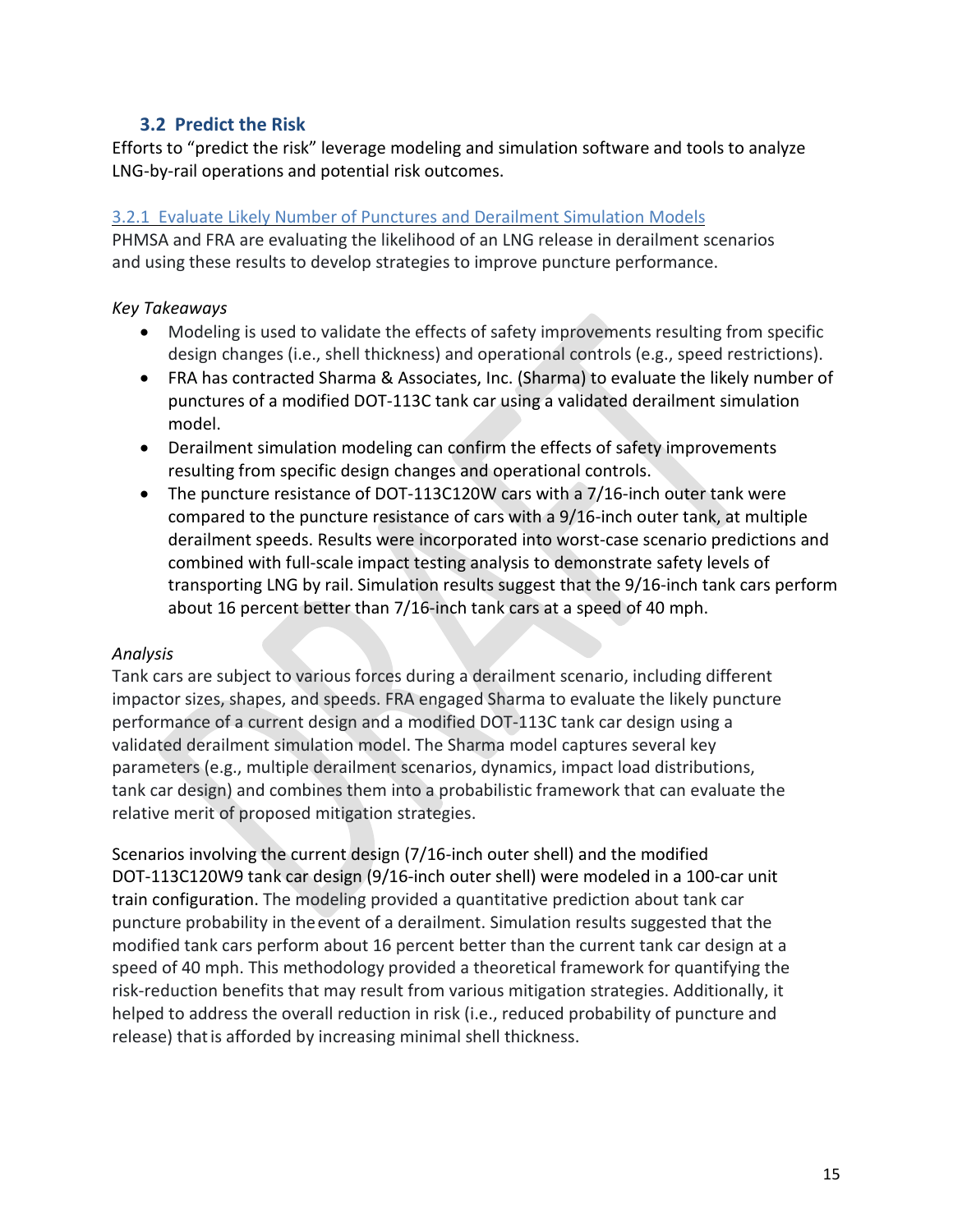## 3.2 Predict the Risk

Efforts to "predict the risk" leverage modeling and simulation software and tools to analyze LNG-by-rail operations and potential risk outcomes.

### 3.2.1 Evaluate Likely Number of Punctures and Derailment Simulation Models

PHMSA and FRA are evaluating the likelihood of an LNG release in derailment scenarios and using these results to develop strategies to improve puncture performance.

*Key Takeaways*

- Modeling is used to validate the effects of safety improvements resulting from specific design changes (i.e., shell thickness) and operational controls (e.g., speed restrictions).
- FRA has contracted Sharma & Associates, Inc. (Sharma) to evaluate the likely number of punctures of a modified DOT-113C tank car using a validated derailment simulation model.
- Derailment simulation modeling can confirm the effects of safety improvements resulting from specific design changes and operational controls.
- The puncture resistance of DOT-113C120W cars with a 7/16-inch outer tank were compared to the puncture resistance of cars with a 9/16-inch outer tank, at multiple derailment speeds. Results were incorporated into worst-case scenario predictions and combined with full-scale impact testing analysis to demonstrate safety levels of transporting LNG by rail. Simulation results suggest that the 9/16-inch tank cars perform about 16 percent better than 7/16-inch tank cars at a speed of 40 mph.

*Analysis*

Tank cars are subject to various forces during a derailment scenario, including different impactor sizes, shapes, and speeds. FRA engaged Sharma to evaluate the likely puncture performance of a current design and a modified DOT-113C tank car design using a validated derailment simulation model. The Sharma model captures several key parameters (e.g., multiple derailment scenarios, dynamics, impact load distributions, tank car design) and combines them into a probabilistic framework that can evaluate the relative merit of proposed mitigation strategies.

Scenarios involving the current design (7/16-inch outer shell) and the modified DOT-113C120W9 tank car design (9/16-inch outer shell) were modeled in a 100-car unit train configuration. The modeling provided a quantitative prediction about tank car puncture probability in the event of a derailment. Simulation results suggested that the modified tank cars perform about 16 percent better than the current tank car design at a speed of 40 mph. This methodology provided a theoretical framework for quantifying the risk-reduction benefits that may result from various mitigation strategies. Additionally, it helped to address the overall reduction in risk (i.e., reduced probability of puncture and release) that is afforded by increasing minimal shell thickness.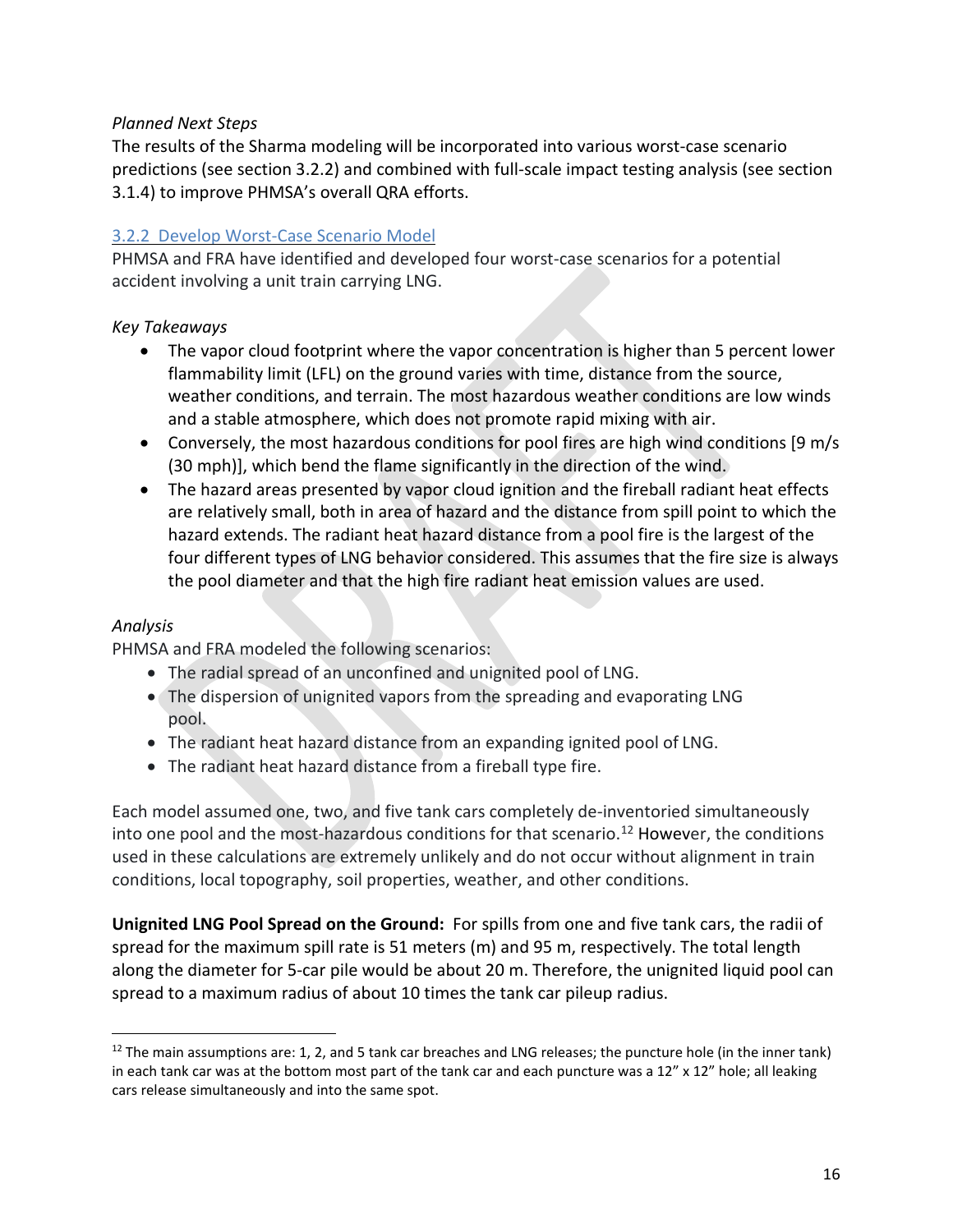*Planned Next Steps*

The results of the Sharma modeling will be incorporated into various worst-case scenario predictions (see section 3.2.2) and combined with full-scale impact testing analysis (see section 3.1.4) to improve PHMSA's overall QRA efforts.

### 3.2.2 Develop Worst-Case Scenario Model

PHMSA and FRA have identified and developed four worst-case scenarios for a potential accident involving a unit train carrying LNG.

*Key Takeaways*

- The vapor cloud footprint where the vapor concentration is higher than 5 percent lower flammability limit (LFL) on the ground varies with time, distance from the source, weather conditions, and terrain. The most hazardous weather conditions are low winds and a stable atmosphere, which does not promote rapid mixing with air.
- Conversely, the most hazardous conditions for pool fires are high wind conditions [9 m/s (30 mph)], which bend the flame significantly in the direction of the wind.
- The hazard areas presented by vapor cloud ignition and the fireball radiant heat effects are relatively small, both in area of hazard and the distance from spill point to which the hazard extends. The radiant heat hazard distance from a pool fire is the largest of the four different types of LNG behavior considered. This assumes that the fire size is always the pool diameter and that the high fire radiant heat emission values are used.

*Analysis*

PHMSA and FRA modeled the following scenarios:

- The radial spread of an unconfined and unignited pool of LNG.
- The dispersion of unignited vapors from the spreading and evaporating LNG pool.
- The radiant heat hazard distance from an expanding ignited pool of LNG.
- The radiant heat hazard distance from a fireball type fire.

Each model assumed one, two, and five tank cars completely de-inventoried simultaneously into one pool and the most-hazardous conditions for that scenario.[12] However, the conditions used in these calculations are extremely unlikely and do not occur without alignment in train conditions, local topography, soil properties, weather, and other conditions.

**Unignited LNG Pool Spread on the Ground:** For spills from one and five tank cars, the radii of spread for the maximum spill rate is 51 meters (m) and 95 m, respectively. The total length along the diameter for 5-car pile would be about 20 m. Therefore, the unignited liquid pool can spread to a maximum radius of about 10 times the tank car pileup radius.

---

[12] The main assumptions are: 1, 2, and 5 tank car breaches and LNG releases; the puncture hole (in the inner tank) in each tank car was at the bottom most part of the tank car and each puncture was a 12" x 12" hole; all leaking cars release simultaneously and into the same spot.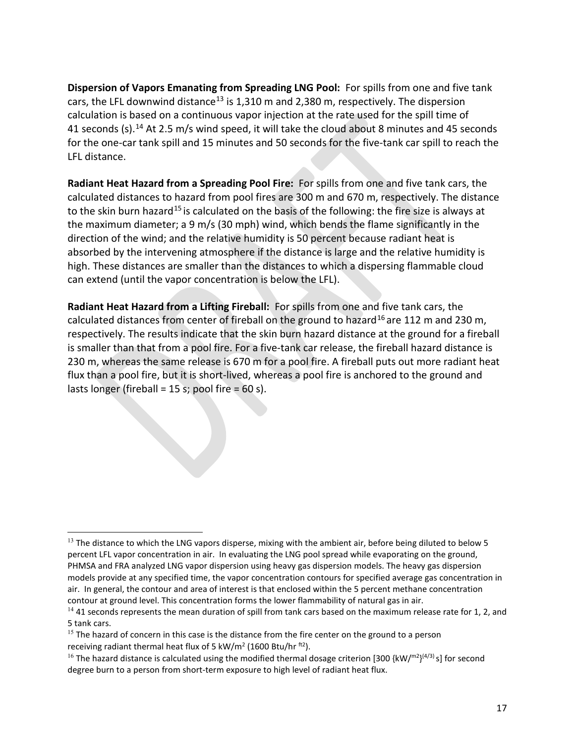**Dispersion of Vapors Emanating from Spreading LNG Pool:** For spills from one and five tank cars, the LFL downwind distance[13] is 1,310 m and 2,380 m, respectively. The dispersion calculation is based on a continuous vapor injection at the rate used for the spill time of 41 seconds (s).[14] At 2.5 m/s wind speed, it will take the cloud about 8 minutes and 45 seconds for the one-car tank spill and 15 minutes and 50 seconds for the five-tank car spill to reach the LFL distance.

**Radiant Heat Hazard from a Spreading Pool Fire:** For spills from one and five tank cars, the calculated distances to hazard from pool fires are 300 m and 670 m, respectively. The distance to the skin burn hazard[15] is calculated on the basis of the following: the fire size is always at the maximum diameter; a 9 m/s (30 mph) wind, which bends the flame significantly in the direction of the wind; and the relative humidity is 50 percent because radiant heat is absorbed by the intervening atmosphere if the distance is large and the relative humidity is high. These distances are smaller than the distances to which a dispersing flammable cloud can extend (until the vapor concentration is below the LFL).

**Radiant Heat Hazard from a Lifting Fireball:** For spills from one and five tank cars, the calculated distances from center of fireball on the ground to hazard[16] are 112 m and 230 m, respectively. The results indicate that the skin burn hazard distance at the ground for a fireball is smaller than that from a pool fire. For a five-tank car release, the fireball hazard distance is 230 m, whereas the same release is 670 m for a pool fire. A fireball puts out more radiant heat flux than a pool fire, but it is short-lived, whereas a pool fire is anchored to the ground and lasts longer (fireball = 15 s; pool fire = 60 s).

---

[13] The distance to which the LNG vapors disperse, mixing with the ambient air, before being diluted to below 5 percent LFL vapor concentration in air. In evaluating the LNG pool spread while evaporating on the ground, PHMSA and FRA analyzed LNG vapor dispersion using heavy gas dispersion models. The heavy gas dispersion models provide at any specified time, the vapor concentration contours for specified average gas concentration in air. In general, the contour and area of interest is that enclosed within the 5 percent methane concentration contour at ground level. This concentration forms the lower flammability of natural gas in air.

[14] 41 seconds represents the mean duration of spill from tank cars based on the maximum release rate for 1, 2, and 5 tank cars.

[15] The hazard of concern in this case is the distance from the fire center on the ground to a person receiving radiant thermal heat flux of 5 $kW/m^2$ (1600 Btu/hr $ft^2$).

[16] The hazard distance is calculated using the modified thermal dosage criterion [300 $\{kW/m^2\}^{(4/3)}$ s] for second degree burn to a person from short-term exposure to high level of radiant heat flux.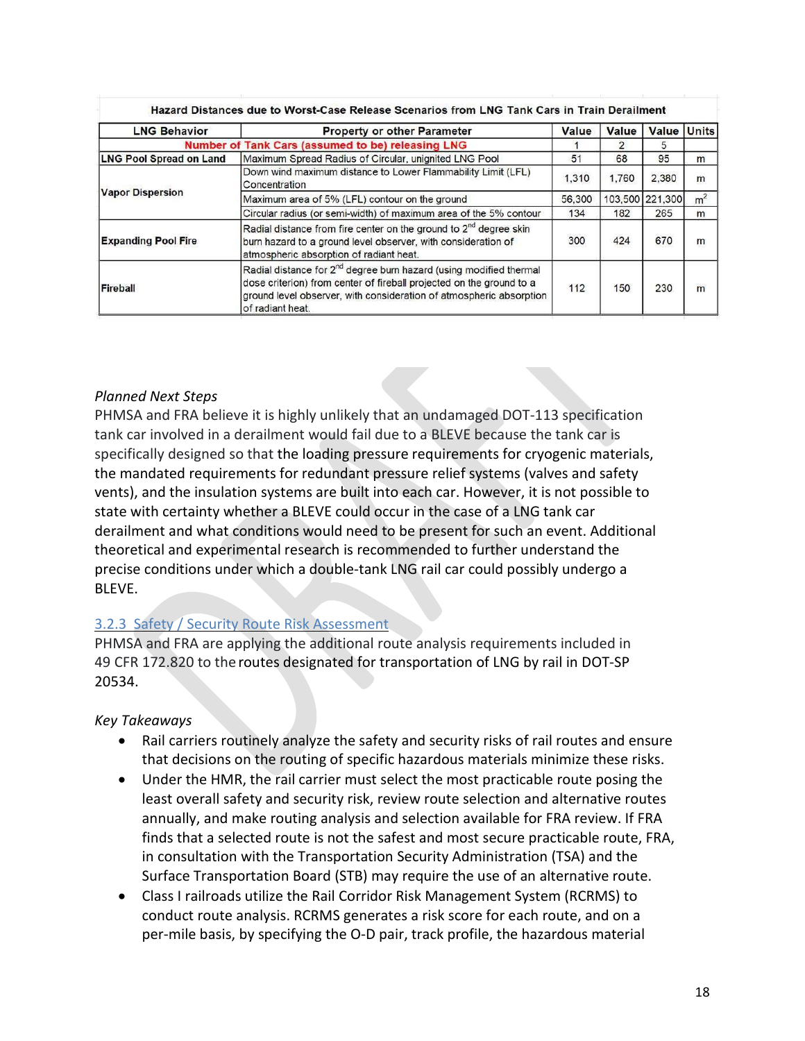**Hazard Distances due to Worst-Case Release Scenarios from LNG Tank Cars in Train Derailment**

| LNG Behavior | Property or other Parameter | Value | Value | Value | Units |
|---|---|---|---|---|---|
| | Number of Tank Cars (assumed to be) releasing LNG | 1 | 2 | 5 | |
| LNG Pool Spread on Land | Maximum Spread Radius of Circular, unignited LNG Pool | 51 | 68 | 95 | m |
| Vapor Dispersion | Down wind maximum distance to Lower Flammability Limit (LFL) Concentration | 1,310 | 1,760 | 2,380 | m |
| | Maximum area of 5% (LFL) contour on the ground | 56,300 | 103,500 | 221,300 | $m^2$ |
| | Circular radius (or semi-width) of maximum area of the 5% contour | 134 | 182 | 265 | m |
| Expanding Pool Fire | Radial distance from fire center on the ground to 2nd degree skin burn hazard to a ground level observer, with consideration of atmospheric absorption of radiant heat. | 300 | 424 | 670 | m |
| Fireball | Radial distance for 2nd degree burn hazard (using modified thermal dose criterion) from center of fireball projected on the ground to a ground level observer, with consideration of atmospheric absorption of radiant heat. | 112 | 150 | 230 | m |

*Planned Next Steps*

PHMSA and FRA believe it is highly unlikely that an undamaged DOT-113 specification tank car involved in a derailment would fail due to a BLEVE because the tank car is specifically designed so that the loading pressure requirements for cryogenic materials, the mandated requirements for redundant pressure relief systems (valves and safety vents), and the insulation systems are built into each car. However, it is not possible to state with certainty whether a BLEVE could occur in the case of a LNG tank car derailment and what conditions would need to be present for such an event. Additional theoretical and experimental research is recommended to further understand the precise conditions under which a double-tank LNG rail car could possibly undergo a BLEVE.

### 3.2.3 Safety / Security Route Risk Assessment

PHMSA and FRA are applying the additional route analysis requirements included in 49 CFR 172.820 to the routes designated for transportation of LNG by rail in DOT-SP 20534.

*Key Takeaways*

- Rail carriers routinely analyze the safety and security risks of rail routes and ensure that decisions on the routing of specific hazardous materials minimize these risks.
- Under the HMR, the rail carrier must select the most practicable route posing the least overall safety and security risk, review route selection and alternative routes annually, and make routing analysis and selection available for FRA review. If FRA finds that a selected route is not the safest and most secure practicable route, FRA, in consultation with the Transportation Security Administration (TSA) and the Surface Transportation Board (STB) may require the use of an alternative route.
- Class I railroads utilize the Rail Corridor Risk Management System (RCRMS) to conduct route analysis. RCRMS generates a risk score for each route, and on a per-mile basis, by specifying the O-D pair, track profile, the hazardous material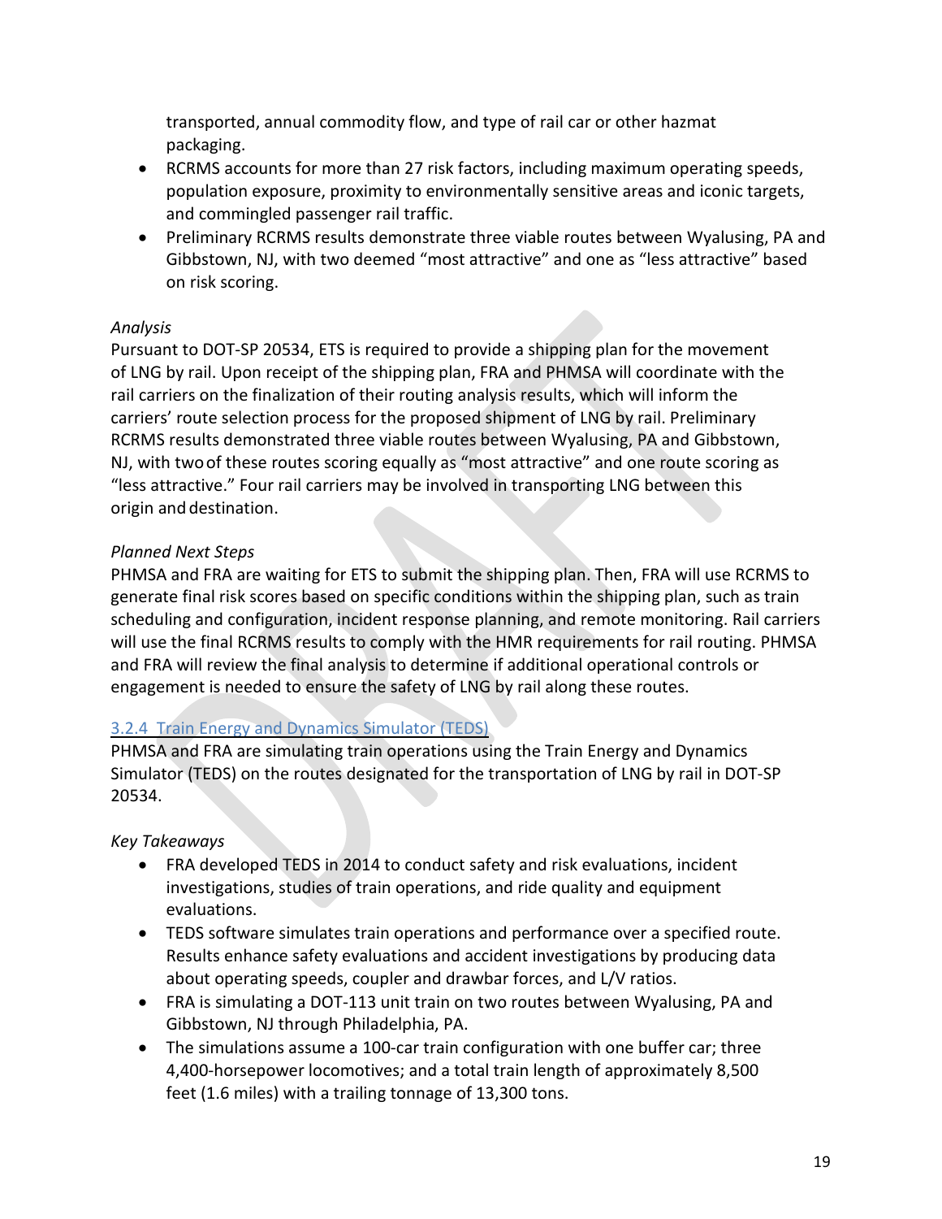transported, annual commodity flow, and type of rail car or other hazmat packaging.

- RCRMS accounts for more than 27 risk factors, including maximum operating speeds, population exposure, proximity to environmentally sensitive areas and iconic targets, and commingled passenger rail traffic.
- Preliminary RCRMS results demonstrate three viable routes between Wyalusing, PA and Gibbstown, NJ, with two deemed "most attractive" and one as "less attractive" based on risk scoring.

*Analysis*

Pursuant to DOT-SP 20534, ETS is required to provide a shipping plan for the movement of LNG by rail. Upon receipt of the shipping plan, FRA and PHMSA will coordinate with the rail carriers on the finalization of their routing analysis results, which will inform the carriers' route selection process for the proposed shipment of LNG by rail. Preliminary RCRMS results demonstrated three viable routes between Wyalusing, PA and Gibbstown, NJ, with two of these routes scoring equally as "most attractive" and one route scoring as "less attractive." Four rail carriers may be involved in transporting LNG between this origin and destination.

*Planned Next Steps*

PHMSA and FRA are waiting for ETS to submit the shipping plan. Then, FRA will use RCRMS to generate final risk scores based on specific conditions within the shipping plan, such as train scheduling and configuration, incident response planning, and remote monitoring. Rail carriers will use the final RCRMS results to comply with the HMR requirements for rail routing. PHMSA and FRA will review the final analysis to determine if additional operational controls or engagement is needed to ensure the safety of LNG by rail along these routes.

### 3.2.4 Train Energy and Dynamics Simulator (TEDS)

PHMSA and FRA are simulating train operations using the Train Energy and Dynamics Simulator (TEDS) on the routes designated for the transportation of LNG by rail in DOT-SP 20534.

*Key Takeaways*

- FRA developed TEDS in 2014 to conduct safety and risk evaluations, incident investigations, studies of train operations, and ride quality and equipment evaluations.
- TEDS software simulates train operations and performance over a specified route. Results enhance safety evaluations and accident investigations by producing data about operating speeds, coupler and drawbar forces, and L/V ratios.
- FRA is simulating a DOT-113 unit train on two routes between Wyalusing, PA and Gibbstown, NJ through Philadelphia, PA.
- The simulations assume a 100-car train configuration with one buffer car; three 4,400-horsepower locomotives; and a total train length of approximately 8,500 feet (1.6 miles) with a trailing tonnage of 13,300 tons.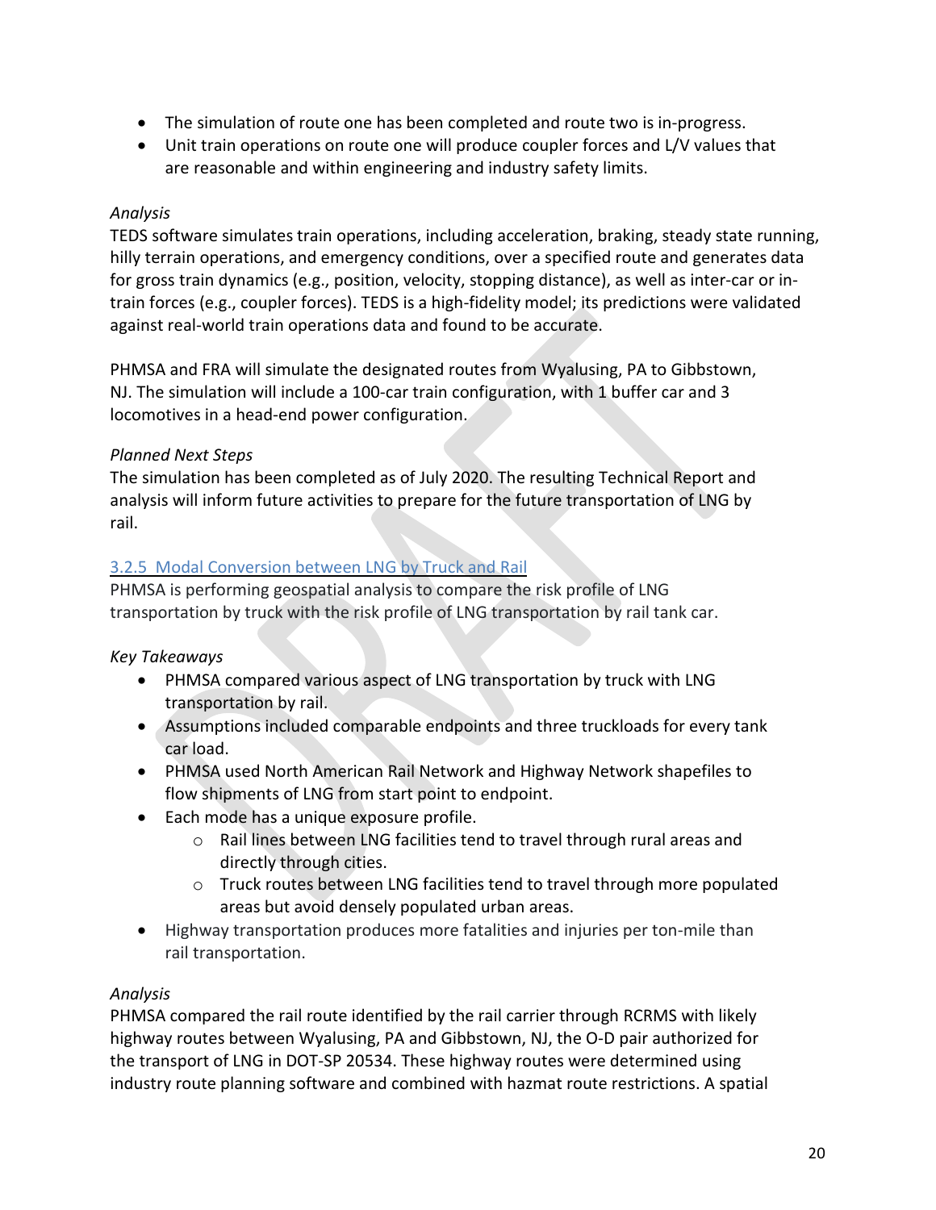- The simulation of route one has been completed and route two is in-progress.
- Unit train operations on route one will produce coupler forces and L/V values that are reasonable and within engineering and industry safety limits.

*Analysis*

TEDS software simulates train operations, including acceleration, braking, steady state running, hilly terrain operations, and emergency conditions, over a specified route and generates data for gross train dynamics (e.g., position, velocity, stopping distance), as well as inter-car or in-train forces (e.g., coupler forces). TEDS is a high-fidelity model; its predictions were validated against real-world train operations data and found to be accurate.

PHMSA and FRA will simulate the designated routes from Wyalusing, PA to Gibbstown, NJ. The simulation will include a 100-car train configuration, with 1 buffer car and 3 locomotives in a head-end power configuration.

*Planned Next Steps*

The simulation has been completed as of July 2020. The resulting Technical Report and analysis will inform future activities to prepare for the future transportation of LNG by rail.

### 3.2.5 Modal Conversion between LNG by Truck and Rail

PHMSA is performing geospatial analysis to compare the risk profile of LNG transportation by truck with the risk profile of LNG transportation by rail tank car.

*Key Takeaways*

- PHMSA compared various aspect of LNG transportation by truck with LNG transportation by rail.
- Assumptions included comparable endpoints and three truckloads for every tank car load.
- PHMSA used North American Rail Network and Highway Network shapefiles to flow shipments of LNG from start point to endpoint.
- Each mode has a unique exposure profile.
    - Rail lines between LNG facilities tend to travel through rural areas and directly through cities.
    - Truck routes between LNG facilities tend to travel through more populated areas but avoid densely populated urban areas.
- Highway transportation produces more fatalities and injuries per ton-mile than rail transportation.

*Analysis*

PHMSA compared the rail route identified by the rail carrier through RCRMS with likely highway routes between Wyalusing, PA and Gibbstown, NJ, the O-D pair authorized for the transport of LNG in DOT-SP 20534. These highway routes were determined using industry route planning software and combined with hazmat route restrictions. A spatial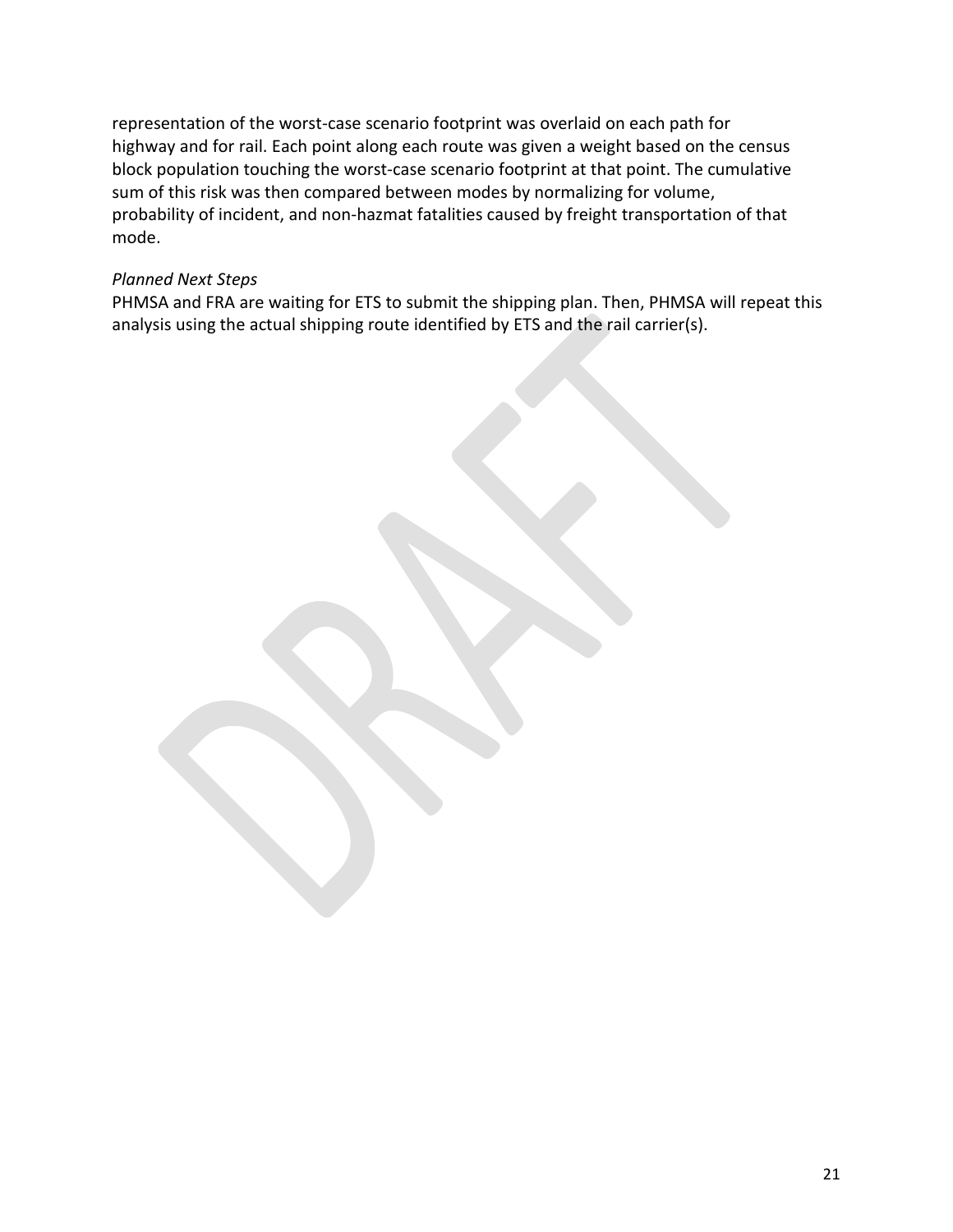representation of the worst-case scenario footprint was overlaid on each path for highway and for rail. Each point along each route was given a weight based on the census block population touching the worst-case scenario footprint at that point. The cumulative sum of this risk was then compared between modes by normalizing for volume, probability of incident, and non-hazmat fatalities caused by freight transportation of that mode.

*Planned Next Steps*

PHMSA and FRA are waiting for ETS to submit the shipping plan. Then, PHMSA will repeat this analysis using the actual shipping route identified by ETS and the rail carrier(s).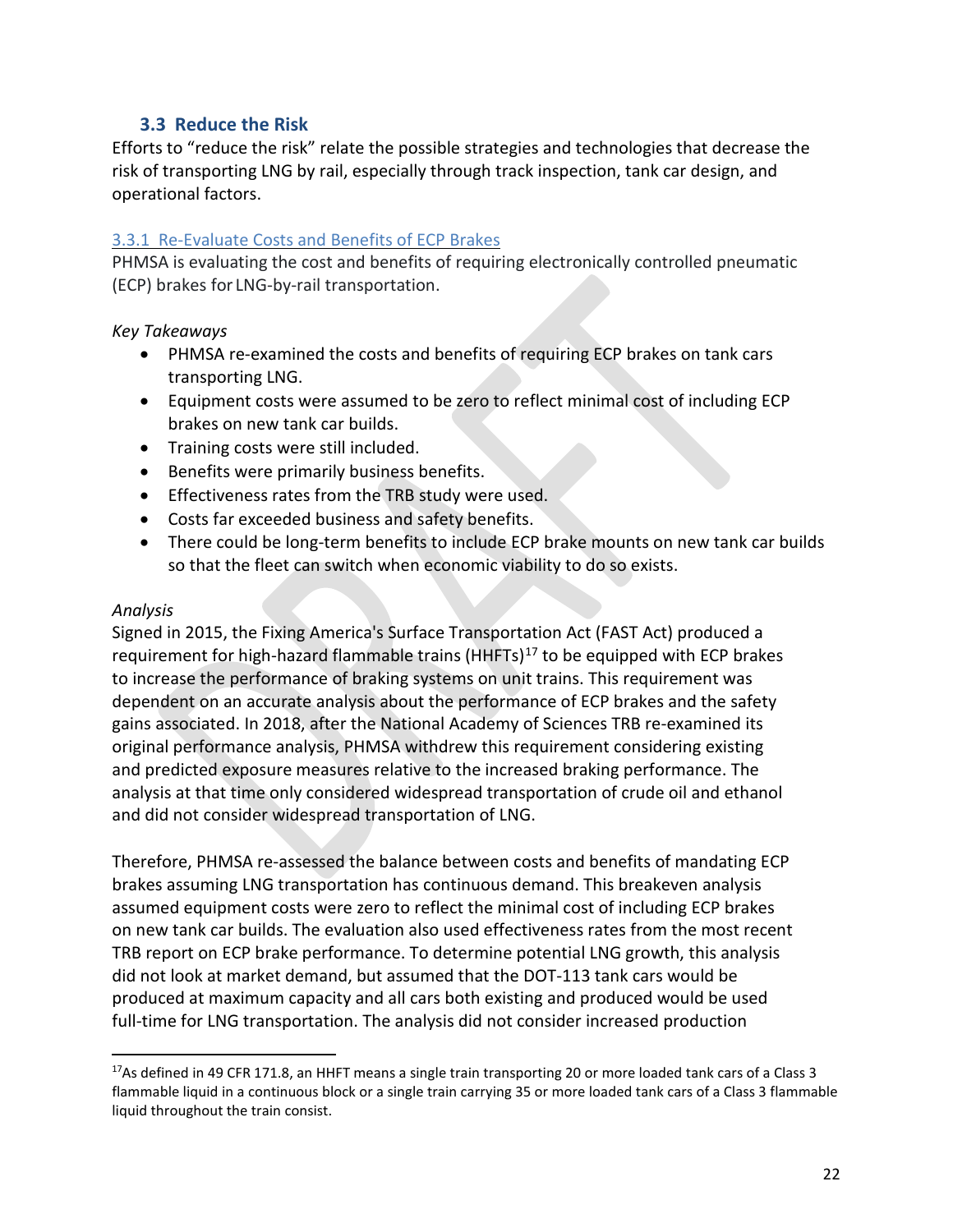### 3.3 Reduce the Risk

Efforts to "reduce the risk" relate the possible strategies and technologies that decrease the risk of transporting LNG by rail, especially through track inspection, tank car design, and operational factors.

#### 3.3.1 Re-Evaluate Costs and Benefits of ECP Brakes

PHMSA is evaluating the cost and benefits of requiring electronically controlled pneumatic (ECP) brakes for LNG-by-rail transportation.

*Key Takeaways*

- PHMSA re-examined the costs and benefits of requiring ECP brakes on tank cars transporting LNG.
- Equipment costs were assumed to be zero to reflect minimal cost of including ECP brakes on new tank car builds.
- Training costs were still included.
- Benefits were primarily business benefits.
- Effectiveness rates from the TRB study were used.
- Costs far exceeded business and safety benefits.
- There could be long-term benefits to include ECP brake mounts on new tank car builds so that the fleet can switch when economic viability to do so exists.

*Analysis*

Signed in 2015, the Fixing America's Surface Transportation Act (FAST Act) produced a requirement for high-hazard flammable trains (HHFTs)[17] to be equipped with ECP brakes to increase the performance of braking systems on unit trains. This requirement was dependent on an accurate analysis about the performance of ECP brakes and the safety gains associated. In 2018, after the National Academy of Sciences TRB re-examined its original performance analysis, PHMSA withdrew this requirement considering existing and predicted exposure measures relative to the increased braking performance. The analysis at that time only considered widespread transportation of crude oil and ethanol and did not consider widespread transportation of LNG.

Therefore, PHMSA re-assessed the balance between costs and benefits of mandating ECP brakes assuming LNG transportation has continuous demand. This breakeven analysis assumed equipment costs were zero to reflect the minimal cost of including ECP brakes on new tank car builds. The evaluation also used effectiveness rates from the most recent TRB report on ECP brake performance. To determine potential LNG growth, this analysis did not look at market demand, but assumed that the DOT-113 tank cars would be produced at maximum capacity and all cars both existing and produced would be used full-time for LNG transportation. The analysis did not consider increased production

[17] As defined in 49 CFR 171.8, an HHFT means a single train transporting 20 or more loaded tank cars of a Class 3 flammable liquid in a continuous block or a single train carrying 35 or more loaded tank cars of a Class 3 flammable liquid throughout the train consist.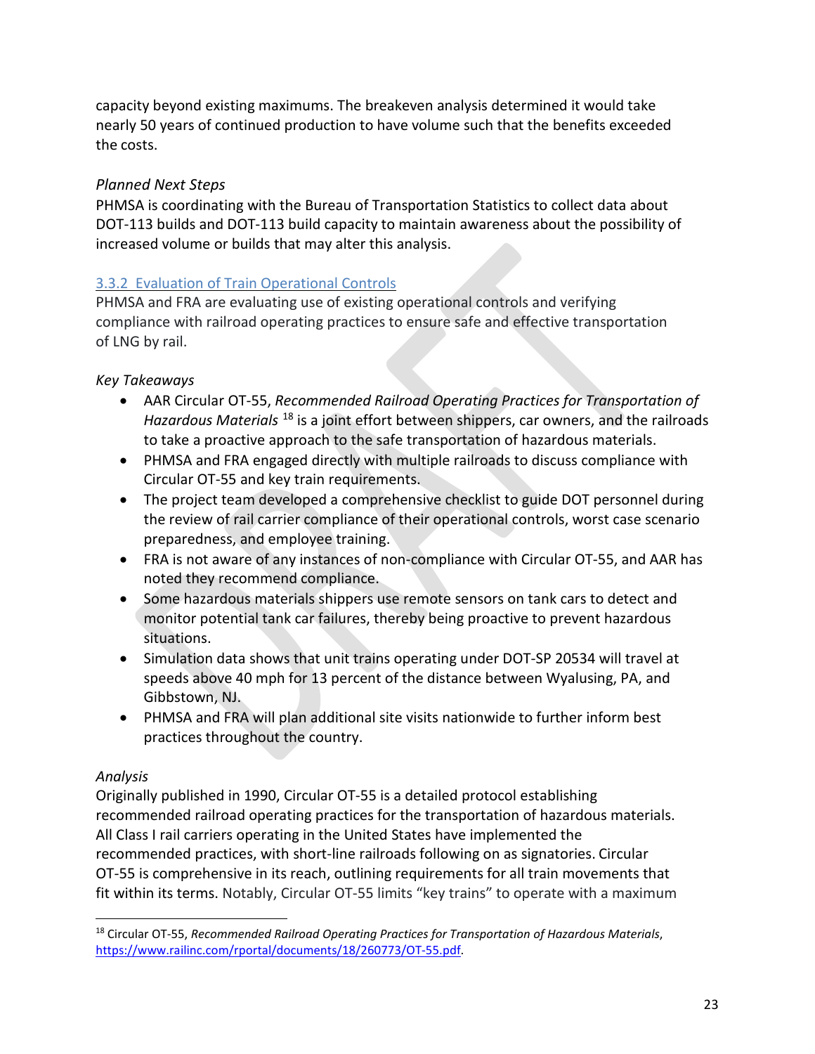capacity beyond existing maximums. The breakeven analysis determined it would take nearly 50 years of continued production to have volume such that the benefits exceeded the costs.

*Planned Next Steps*

PHMSA is coordinating with the Bureau of Transportation Statistics to collect data about DOT-113 builds and DOT-113 build capacity to maintain awareness about the possibility of increased volume or builds that may alter this analysis.

### 3.3.2 Evaluation of Train Operational Controls

PHMSA and FRA are evaluating use of existing operational controls and verifying compliance with railroad operating practices to ensure safe and effective transportation of LNG by rail.

*Key Takeaways*

- AAR Circular OT-55, *Recommended Railroad Operating Practices for Transportation of Hazardous Materials* [18] is a joint effort between shippers, car owners, and the railroads to take a proactive approach to the safe transportation of hazardous materials.
- PHMSA and FRA engaged directly with multiple railroads to discuss compliance with Circular OT-55 and key train requirements.
- The project team developed a comprehensive checklist to guide DOT personnel during the review of rail carrier compliance of their operational controls, worst case scenario preparedness, and employee training.
- FRA is not aware of any instances of non-compliance with Circular OT-55, and AAR has noted they recommend compliance.
- Some hazardous materials shippers use remote sensors on tank cars to detect and monitor potential tank car failures, thereby being proactive to prevent hazardous situations.
- Simulation data shows that unit trains operating under DOT-SP 20534 will travel at speeds above 40 mph for 13 percent of the distance between Wyalusing, PA, and Gibbstown, NJ.
- PHMSA and FRA will plan additional site visits nationwide to further inform best practices throughout the country.

*Analysis*

Originally published in 1990, Circular OT-55 is a detailed protocol establishing recommended railroad operating practices for the transportation of hazardous materials. All Class I rail carriers operating in the United States have implemented the recommended practices, with short-line railroads following on as signatories. Circular OT-55 is comprehensive in its reach, outlining requirements for all train movements that fit within its terms. Notably, Circular OT-55 limits "key trains" to operate with a maximum

[18] Circular OT-55, *Recommended Railroad Operating Practices for Transportation of Hazardous Materials*, https://www.railinc.com/rportal/documents/18/260773/OT-55.pdf.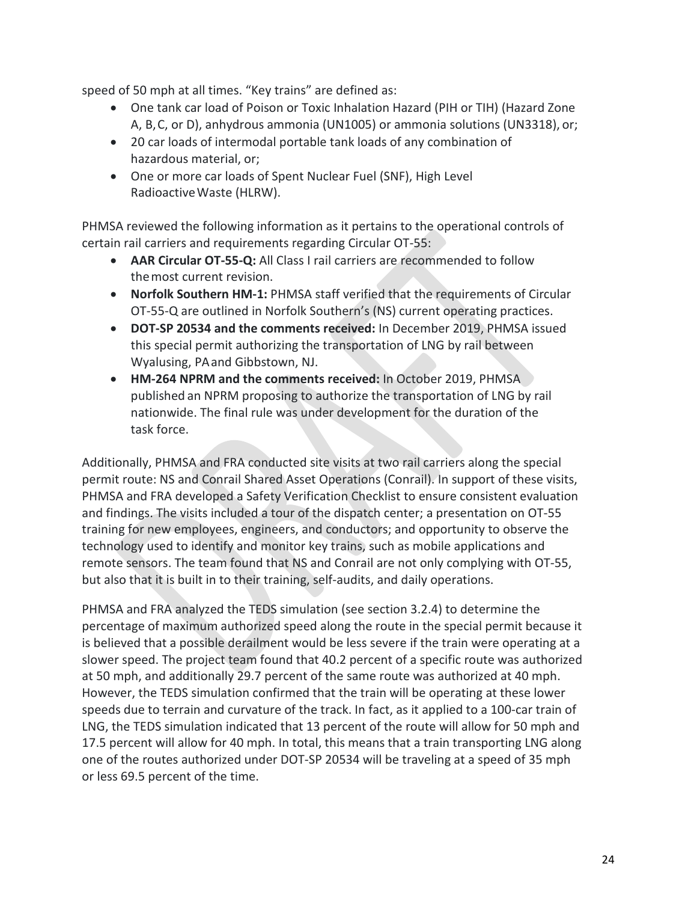speed of 50 mph at all times. "Key trains" are defined as:

- One tank car load of Poison or Toxic Inhalation Hazard (PIH or TIH) (Hazard Zone A, B, C, or D), anhydrous ammonia (UN1005) or ammonia solutions (UN3318), or;
- 20 car loads of intermodal portable tank loads of any combination of hazardous material, or;
- One or more car loads of Spent Nuclear Fuel (SNF), High Level Radioactive Waste (HLRW).

PHMSA reviewed the following information as it pertains to the operational controls of certain rail carriers and requirements regarding Circular OT-55:

- **AAR Circular OT-55-Q:** All Class I rail carriers are recommended to follow the most current revision.
- **Norfolk Southern HM-1:** PHMSA staff verified that the requirements of Circular OT-55-Q are outlined in Norfolk Southern's (NS) current operating practices.
- **DOT-SP 20534 and the comments received:** In December 2019, PHMSA issued this special permit authorizing the transportation of LNG by rail between Wyalusing, PA and Gibbstown, NJ.
- **HM-264 NPRM and the comments received:** In October 2019, PHMSA published an NPRM proposing to authorize the transportation of LNG by rail nationwide. The final rule was under development for the duration of the task force.

Additionally, PHMSA and FRA conducted site visits at two rail carriers along the special permit route: NS and Conrail Shared Asset Operations (Conrail). In support of these visits, PHMSA and FRA developed a Safety Verification Checklist to ensure consistent evaluation and findings. The visits included a tour of the dispatch center; a presentation on OT-55 training for new employees, engineers, and conductors; and opportunity to observe the technology used to identify and monitor key trains, such as mobile applications and remote sensors. The team found that NS and Conrail are not only complying with OT-55, but also that it is built in to their training, self-audits, and daily operations.

PHMSA and FRA analyzed the TEDS simulation (see section 3.2.4) to determine the percentage of maximum authorized speed along the route in the special permit because it is believed that a possible derailment would be less severe if the train were operating at a slower speed. The project team found that 40.2 percent of a specific route was authorized at 50 mph, and additionally 29.7 percent of the same route was authorized at 40 mph. However, the TEDS simulation confirmed that the train will be operating at these lower speeds due to terrain and curvature of the track. In fact, as it applied to a 100-car train of LNG, the TEDS simulation indicated that 13 percent of the route will allow for 50 mph and 17.5 percent will allow for 40 mph. In total, this means that a train transporting LNG along one of the routes authorized under DOT-SP 20534 will be traveling at a speed of 35 mph or less 69.5 percent of the time.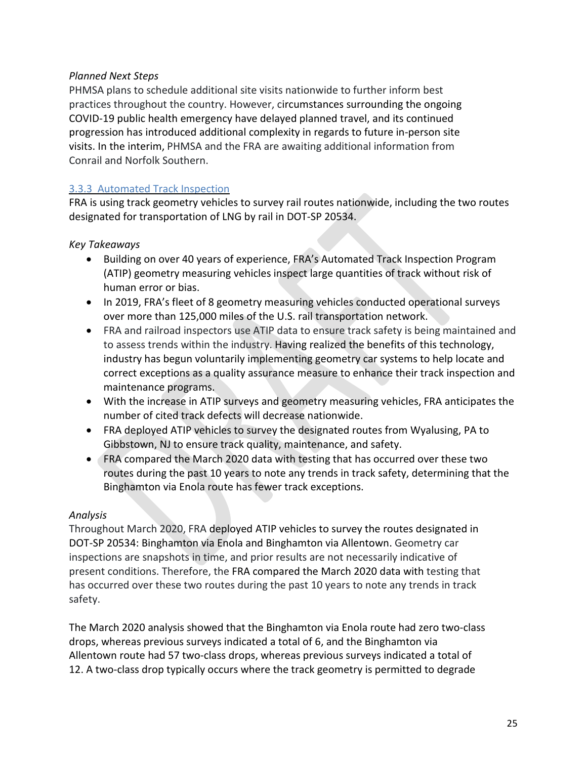*Planned Next Steps*

PHMSA plans to schedule additional site visits nationwide to further inform best practices throughout the country. However, circumstances surrounding the ongoing COVID-19 public health emergency have delayed planned travel, and its continued progression has introduced additional complexity in regards to future in-person site visits. In the interim, PHMSA and the FRA are awaiting additional information from Conrail and Norfolk Southern.

### 3.3.3 Automated Track Inspection

FRA is using track geometry vehicles to survey rail routes nationwide, including the two routes designated for transportation of LNG by rail in DOT-SP 20534.

*Key Takeaways*

- Building on over 40 years of experience, FRA's Automated Track Inspection Program (ATIP) geometry measuring vehicles inspect large quantities of track without risk of human error or bias.
- In 2019, FRA's fleet of 8 geometry measuring vehicles conducted operational surveys over more than 125,000 miles of the U.S. rail transportation network.
- FRA and railroad inspectors use ATIP data to ensure track safety is being maintained and to assess trends within the industry. Having realized the benefits of this technology, industry has begun voluntarily implementing geometry car systems to help locate and correct exceptions as a quality assurance measure to enhance their track inspection and maintenance programs.
- With the increase in ATIP surveys and geometry measuring vehicles, FRA anticipates the number of cited track defects will decrease nationwide.
- FRA deployed ATIP vehicles to survey the designated routes from Wyalusing, PA to Gibbstown, NJ to ensure track quality, maintenance, and safety.
- FRA compared the March 2020 data with testing that has occurred over these two routes during the past 10 years to note any trends in track safety, determining that the Binghamton via Enola route has fewer track exceptions.

*Analysis*

Throughout March 2020, FRA deployed ATIP vehicles to survey the routes designated in DOT-SP 20534: Binghamton via Enola and Binghamton via Allentown. Geometry car inspections are snapshots in time, and prior results are not necessarily indicative of present conditions. Therefore, the FRA compared the March 2020 data with testing that has occurred over these two routes during the past 10 years to note any trends in track safety.

The March 2020 analysis showed that the Binghamton via Enola route had zero two-class drops, whereas previous surveys indicated a total of 6, and the Binghamton via Allentown route had 57 two-class drops, whereas previous surveys indicated a total of 12. A two-class drop typically occurs where the track geometry is permitted to degrade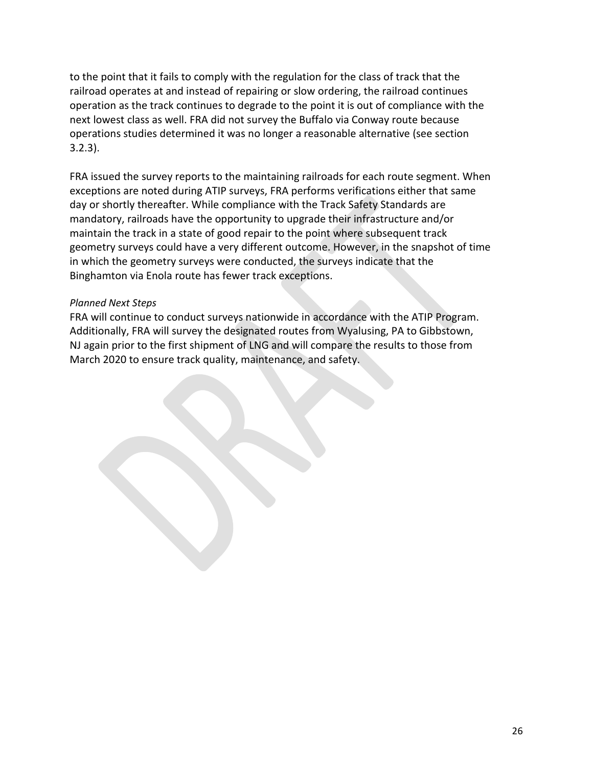to the point that it fails to comply with the regulation for the class of track that the railroad operates at and instead of repairing or slow ordering, the railroad continues operation as the track continues to degrade to the point it is out of compliance with the next lowest class as well. FRA did not survey the Buffalo via Conway route because operations studies determined it was no longer a reasonable alternative (see section 3.2.3).

FRA issued the survey reports to the maintaining railroads for each route segment. When exceptions are noted during ATIP surveys, FRA performs verifications either that same day or shortly thereafter. While compliance with the Track Safety Standards are mandatory, railroads have the opportunity to upgrade their infrastructure and/or maintain the track in a state of good repair to the point where subsequent track geometry surveys could have a very different outcome. However, in the snapshot of time in which the geometry surveys were conducted, the surveys indicate that the Binghamton via Enola route has fewer track exceptions.

*Planned Next Steps*

FRA will continue to conduct surveys nationwide in accordance with the ATIP Program. Additionally, FRA will survey the designated routes from Wyalusing, PA to Gibbstown, NJ again prior to the first shipment of LNG and will compare the results to those from March 2020 to ensure track quality, maintenance, and safety.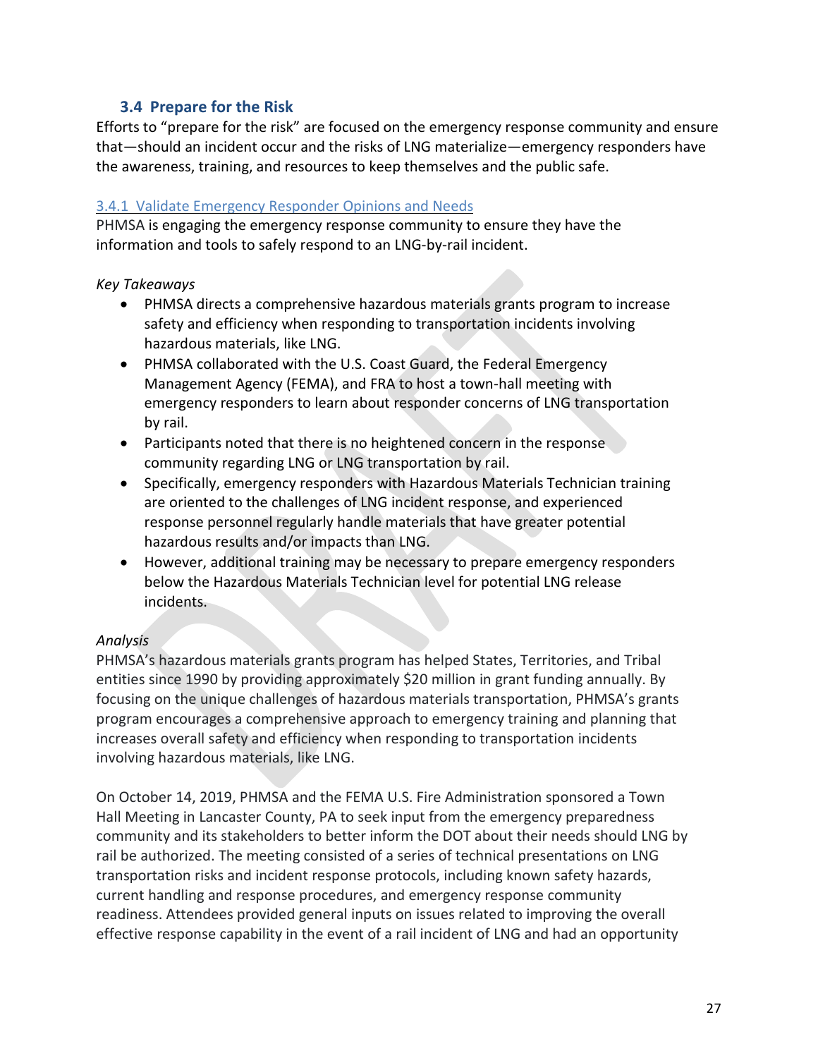### 3.4 Prepare for the Risk

Efforts to "prepare for the risk" are focused on the emergency response community and ensure that—should an incident occur and the risks of LNG materialize—emergency responders have the awareness, training, and resources to keep themselves and the public safe.

#### 3.4.1 Validate Emergency Responder Opinions and Needs

PHMSA is engaging the emergency response community to ensure they have the information and tools to safely respond to an LNG-by-rail incident.

*Key Takeaways*

- PHMSA directs a comprehensive hazardous materials grants program to increase safety and efficiency when responding to transportation incidents involving hazardous materials, like LNG.
- PHMSA collaborated with the U.S. Coast Guard, the Federal Emergency Management Agency (FEMA), and FRA to host a town-hall meeting with emergency responders to learn about responder concerns of LNG transportation by rail.
- Participants noted that there is no heightened concern in the response community regarding LNG or LNG transportation by rail.
- Specifically, emergency responders with Hazardous Materials Technician training are oriented to the challenges of LNG incident response, and experienced response personnel regularly handle materials that have greater potential hazardous results and/or impacts than LNG.
- However, additional training may be necessary to prepare emergency responders below the Hazardous Materials Technician level for potential LNG release incidents.

*Analysis*

PHMSA's hazardous materials grants program has helped States, Territories, and Tribal entities since 1990 by providing approximately $20 million in grant funding annually. By focusing on the unique challenges of hazardous materials transportation, PHMSA's grants program encourages a comprehensive approach to emergency training and planning that increases overall safety and efficiency when responding to transportation incidents involving hazardous materials, like LNG.

On October 14, 2019, PHMSA and the FEMA U.S. Fire Administration sponsored a Town Hall Meeting in Lancaster County, PA to seek input from the emergency preparedness community and its stakeholders to better inform the DOT about their needs should LNG by rail be authorized. The meeting consisted of a series of technical presentations on LNG transportation risks and incident response protocols, including known safety hazards, current handling and response procedures, and emergency response community readiness. Attendees provided general inputs on issues related to improving the overall effective response capability in the event of a rail incident of LNG and had an opportunity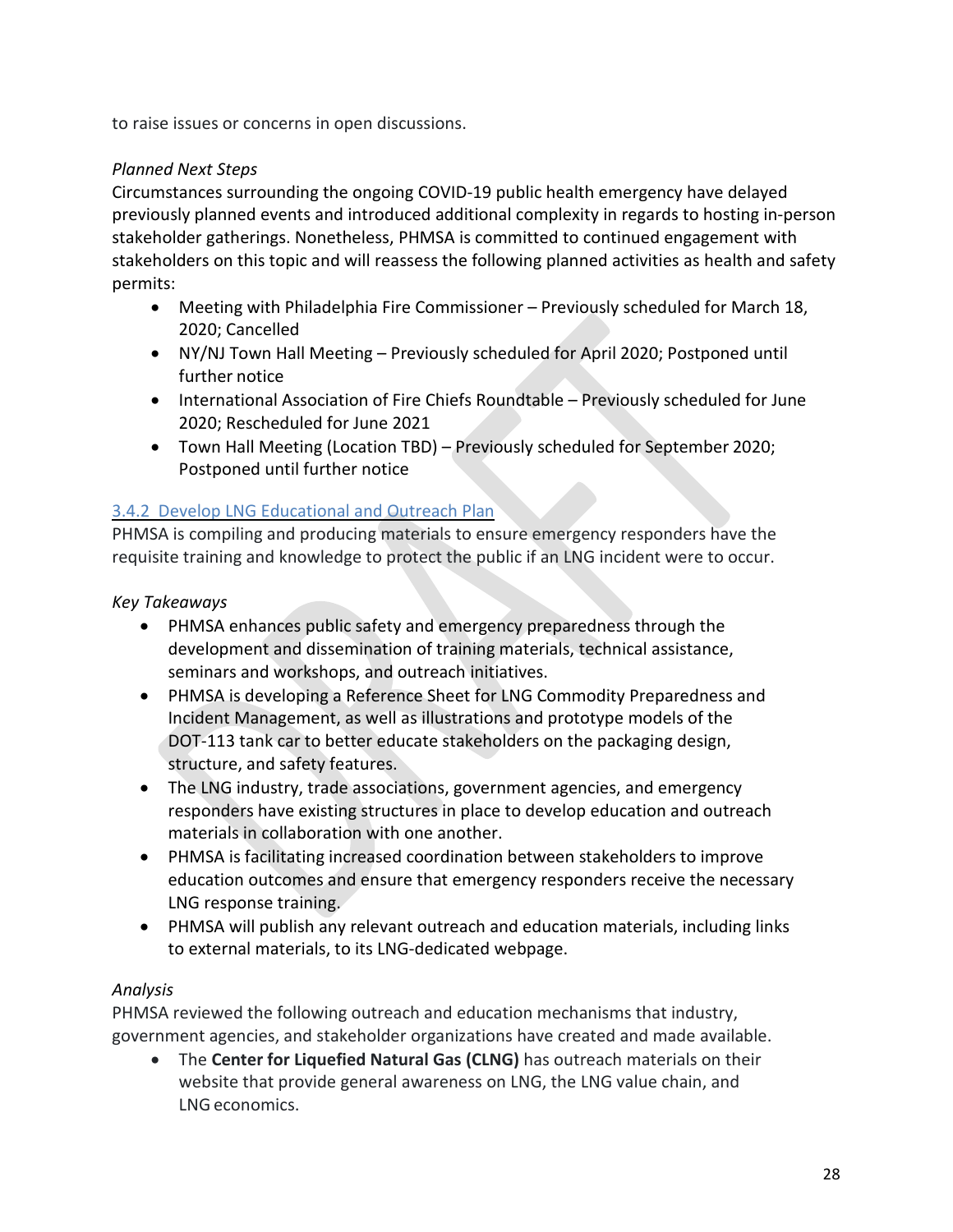to raise issues or concerns in open discussions.

*Planned Next Steps*

Circumstances surrounding the ongoing COVID-19 public health emergency have delayed previously planned events and introduced additional complexity in regards to hosting in-person stakeholder gatherings. Nonetheless, PHMSA is committed to continued engagement with stakeholders on this topic and will reassess the following planned activities as health and safety permits:

- Meeting with Philadelphia Fire Commissioner – Previously scheduled for March 18, 2020; Cancelled
- NY/NJ Town Hall Meeting – Previously scheduled for April 2020; Postponed until further notice
- International Association of Fire Chiefs Roundtable – Previously scheduled for June 2020; Rescheduled for June 2021
- Town Hall Meeting (Location TBD) – Previously scheduled for September 2020; Postponed until further notice

### 3.4.2 Develop LNG Educational and Outreach Plan

PHMSA is compiling and producing materials to ensure emergency responders have the requisite training and knowledge to protect the public if an LNG incident were to occur.

*Key Takeaways*

- PHMSA enhances public safety and emergency preparedness through the development and dissemination of training materials, technical assistance, seminars and workshops, and outreach initiatives.
- PHMSA is developing a Reference Sheet for LNG Commodity Preparedness and Incident Management, as well as illustrations and prototype models of the DOT-113 tank car to better educate stakeholders on the packaging design, structure, and safety features.
- The LNG industry, trade associations, government agencies, and emergency responders have existing structures in place to develop education and outreach materials in collaboration with one another.
- PHMSA is facilitating increased coordination between stakeholders to improve education outcomes and ensure that emergency responders receive the necessary LNG response training.
- PHMSA will publish any relevant outreach and education materials, including links to external materials, to its LNG-dedicated webpage.

*Analysis*

PHMSA reviewed the following outreach and education mechanisms that industry, government agencies, and stakeholder organizations have created and made available.

- The **Center for Liquefied Natural Gas (CLNG)** has outreach materials on their website that provide general awareness on LNG, the LNG value chain, and LNG economics.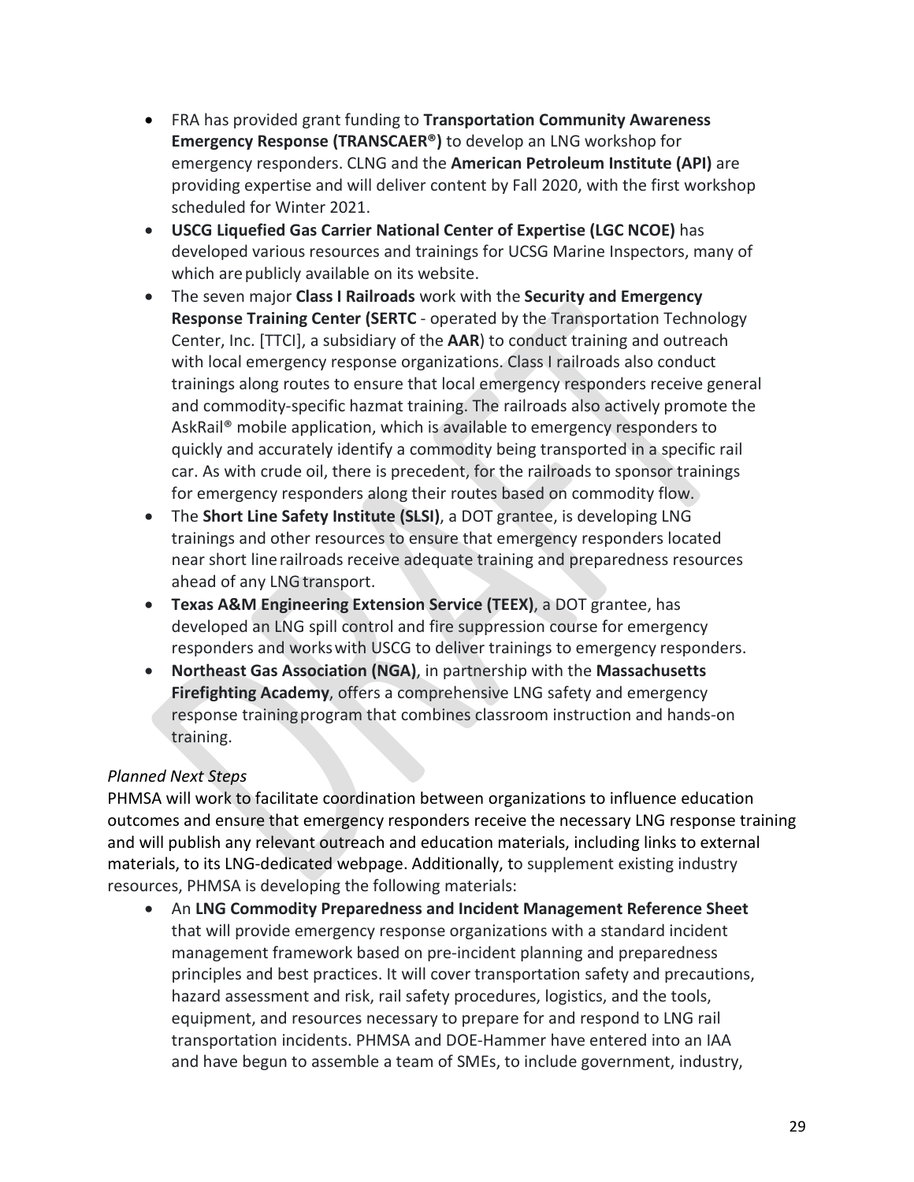- FRA has provided grant funding to **Transportation Community Awareness Emergency Response (TRANSCAER®)** to develop an LNG workshop for emergency responders. CLNG and the **American Petroleum Institute (API)** are providing expertise and will deliver content by Fall 2020, with the first workshop scheduled for Winter 2021.
- **USCG Liquefied Gas Carrier National Center of Expertise (LGC NCOE)** has developed various resources and trainings for UCSG Marine Inspectors, many of which are publicly available on its website.
- The seven major **Class I Railroads** work with the **Security and Emergency Response Training Center (SERTC** - operated by the Transportation Technology Center, Inc. [TTCI], a subsidiary of the **AAR**) to conduct training and outreach with local emergency response organizations. Class I railroads also conduct trainings along routes to ensure that local emergency responders receive general and commodity-specific hazmat training. The railroads also actively promote the AskRail® mobile application, which is available to emergency responders to quickly and accurately identify a commodity being transported in a specific rail car. As with crude oil, there is precedent, for the railroads to sponsor trainings for emergency responders along their routes based on commodity flow.
- The **Short Line Safety Institute (SLSI)**, a DOT grantee, is developing LNG trainings and other resources to ensure that emergency responders located near short line railroads receive adequate training and preparedness resources ahead of any LNG transport.
- **Texas A&M Engineering Extension Service (TEEX)**, a DOT grantee, has developed an LNG spill control and fire suppression course for emergency responders and works with USCG to deliver trainings to emergency responders.
- **Northeast Gas Association (NGA)**, in partnership with the **Massachusetts Firefighting Academy**, offers a comprehensive LNG safety and emergency response training program that combines classroom instruction and hands-on training.

*Planned Next Steps*

PHMSA will work to facilitate coordination between organizations to influence education outcomes and ensure that emergency responders receive the necessary LNG response training and will publish any relevant outreach and education materials, including links to external materials, to its LNG-dedicated webpage. Additionally, to supplement existing industry resources, PHMSA is developing the following materials:

- An **LNG Commodity Preparedness and Incident Management Reference Sheet** that will provide emergency response organizations with a standard incident management framework based on pre-incident planning and preparedness principles and best practices. It will cover transportation safety and precautions, hazard assessment and risk, rail safety procedures, logistics, and the tools, equipment, and resources necessary to prepare for and respond to LNG rail transportation incidents. PHMSA and DOE-Hammer have entered into an IAA and have begun to assemble a team of SMEs, to include government, industry,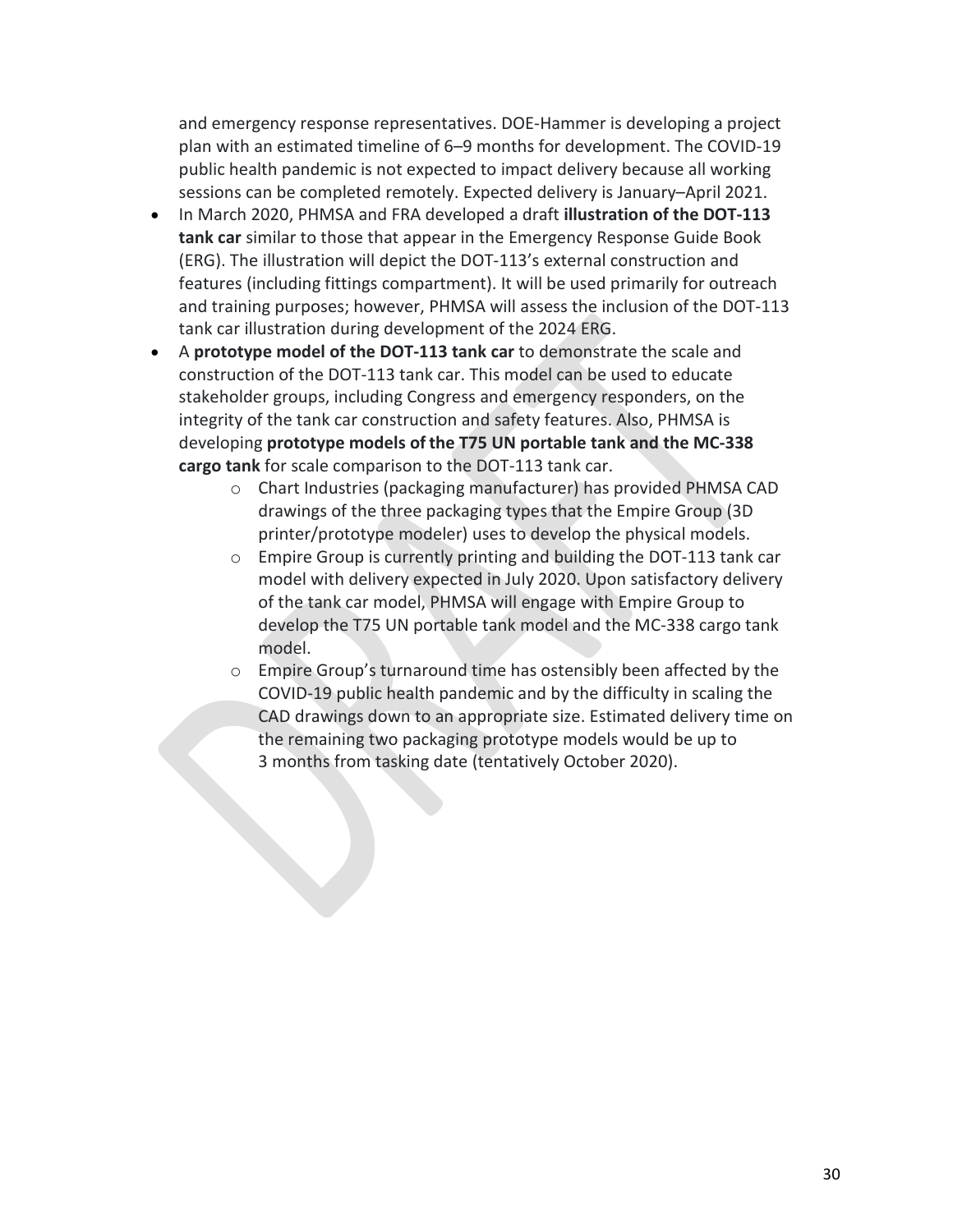and emergency response representatives. DOE-Hammer is developing a project plan with an estimated timeline of 6–9 months for development. The COVID-19 public health pandemic is not expected to impact delivery because all working sessions can be completed remotely. Expected delivery is January–April 2021.

- In March 2020, PHMSA and FRA developed a draft **illustration of the DOT-113 tank car** similar to those that appear in the Emergency Response Guide Book (ERG). The illustration will depict the DOT-113's external construction and features (including fittings compartment). It will be used primarily for outreach and training purposes; however, PHMSA will assess the inclusion of the DOT-113 tank car illustration during development of the 2024 ERG.
- A **prototype model of the DOT-113 tank car** to demonstrate the scale and construction of the DOT-113 tank car. This model can be used to educate stakeholder groups, including Congress and emergency responders, on the integrity of the tank car construction and safety features. Also, PHMSA is developing **prototype models of the T75 UN portable tank and the MC-338 cargo tank** for scale comparison to the DOT-113 tank car.
    - Chart Industries (packaging manufacturer) has provided PHMSA CAD drawings of the three packaging types that the Empire Group (3D printer/prototype modeler) uses to develop the physical models.
    - Empire Group is currently printing and building the DOT-113 tank car model with delivery expected in July 2020. Upon satisfactory delivery of the tank car model, PHMSA will engage with Empire Group to develop the T75 UN portable tank model and the MC-338 cargo tank model.
    - Empire Group's turnaround time has ostensibly been affected by the COVID-19 public health pandemic and by the difficulty in scaling the CAD drawings down to an appropriate size. Estimated delivery time on the remaining two packaging prototype models would be up to 3 months from tasking date (tentatively October 2020).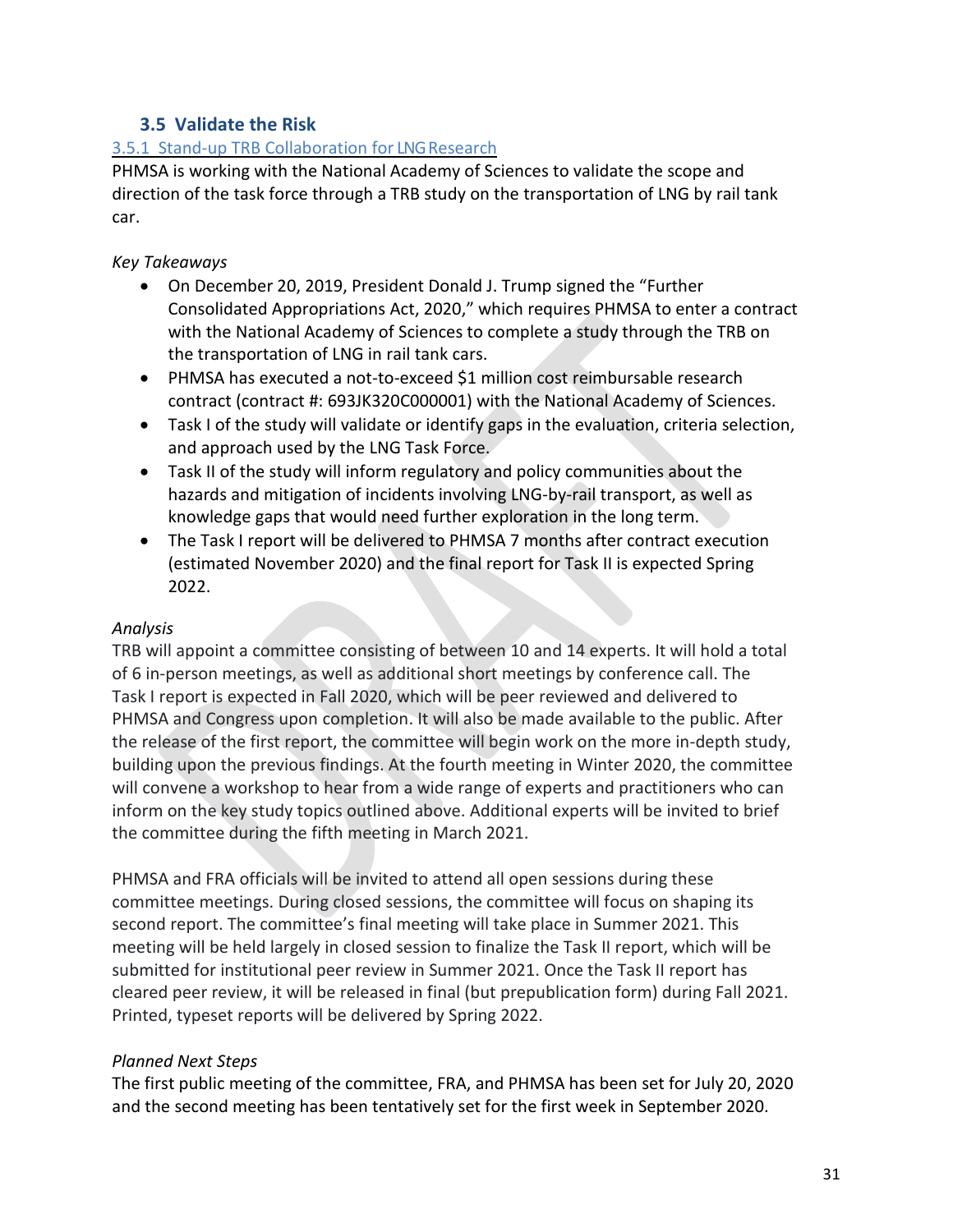### 3.5 Validate the Risk

#### 3.5.1 Stand-up TRB Collaboration for LNG Research

PHMSA is working with the National Academy of Sciences to validate the scope and direction of the task force through a TRB study on the transportation of LNG by rail tank car.

*Key Takeaways*

- On December 20, 2019, President Donald J. Trump signed the "Further Consolidated Appropriations Act, 2020," which requires PHMSA to enter a contract with the National Academy of Sciences to complete a study through the TRB on the transportation of LNG in rail tank cars.
- PHMSA has executed a not-to-exceed $1 million cost reimbursable research contract (contract #: 693JK320C000001) with the National Academy of Sciences.
- Task I of the study will validate or identify gaps in the evaluation, criteria selection, and approach used by the LNG Task Force.
- Task II of the study will inform regulatory and policy communities about the hazards and mitigation of incidents involving LNG-by-rail transport, as well as knowledge gaps that would need further exploration in the long term.
- The Task I report will be delivered to PHMSA 7 months after contract execution (estimated November 2020) and the final report for Task II is expected Spring 2022.

*Analysis*

TRB will appoint a committee consisting of between 10 and 14 experts. It will hold a total of 6 in-person meetings, as well as additional short meetings by conference call. The Task I report is expected in Fall 2020, which will be peer reviewed and delivered to PHMSA and Congress upon completion. It will also be made available to the public. After the release of the first report, the committee will begin work on the more in-depth study, building upon the previous findings. At the fourth meeting in Winter 2020, the committee will convene a workshop to hear from a wide range of experts and practitioners who can inform on the key study topics outlined above. Additional experts will be invited to brief the committee during the fifth meeting in March 2021.

PHMSA and FRA officials will be invited to attend all open sessions during these committee meetings. During closed sessions, the committee will focus on shaping its second report. The committee's final meeting will take place in Summer 2021. This meeting will be held largely in closed session to finalize the Task II report, which will be submitted for institutional peer review in Summer 2021. Once the Task II report has cleared peer review, it will be released in final (but prepublication form) during Fall 2021. Printed, typeset reports will be delivered by Spring 2022.

*Planned Next Steps*

The first public meeting of the committee, FRA, and PHMSA has been set for July 20, 2020 and the second meeting has been tentatively set for the first week in September 2020.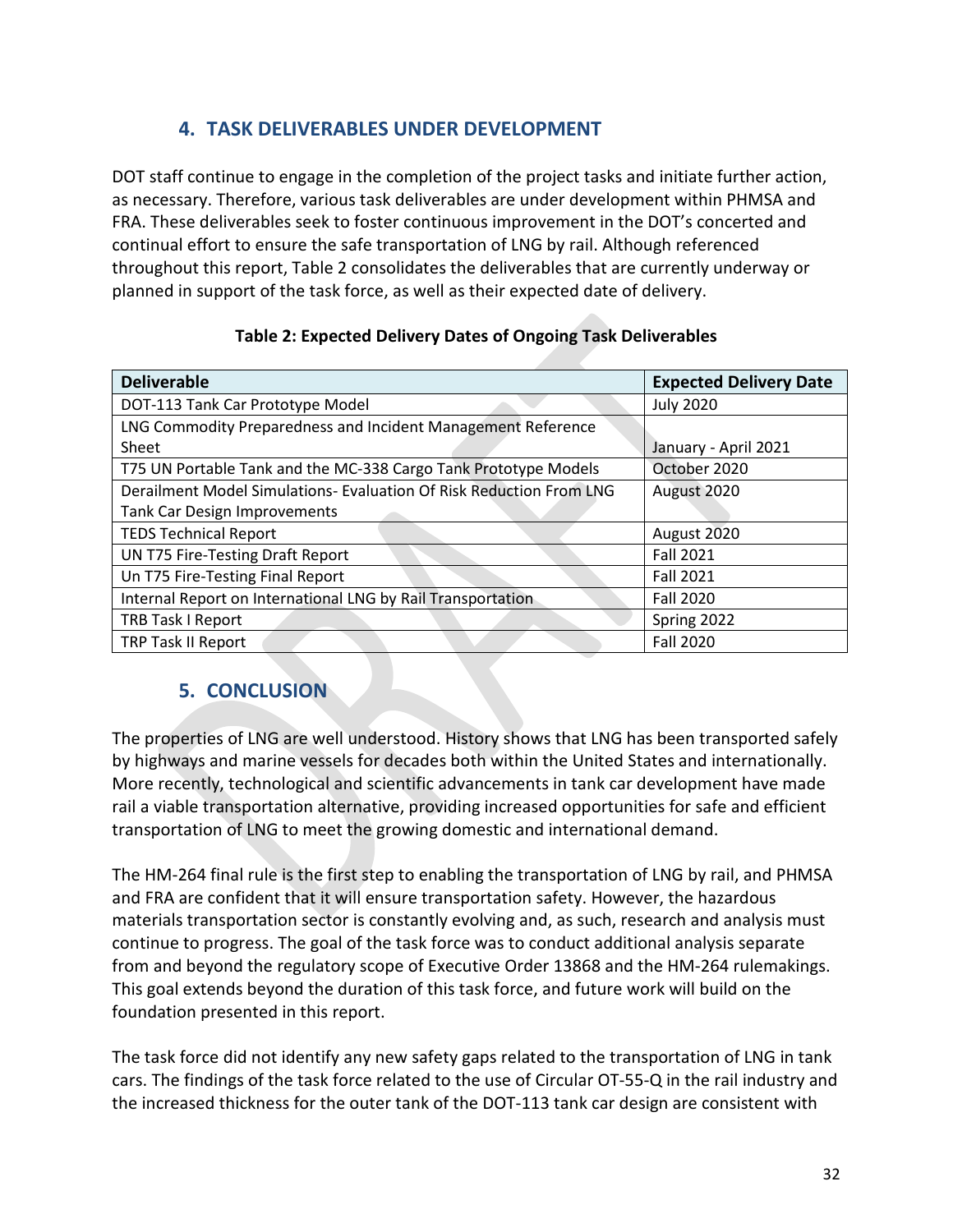## 4. TASK DELIVERABLES UNDER DEVELOPMENT

DOT staff continue to engage in the completion of the project tasks and initiate further action, as necessary. Therefore, various task deliverables are under development within PHMSA and FRA. These deliverables seek to foster continuous improvement in the DOT's concerted and continual effort to ensure the safe transportation of LNG by rail. Although referenced throughout this report, Table 2 consolidates the deliverables that are currently underway or planned in support of the task force, as well as their expected date of delivery.

**Table 2: Expected Delivery Dates of Ongoing Task Deliverables**

| Deliverable | Expected Delivery Date |
|---|---|
| DOT-113 Tank Car Prototype Model | July 2020 |
| LNG Commodity Preparedness and Incident Management Reference Sheet | January - April 2021 |
| T75 UN Portable Tank and the MC-338 Cargo Tank Prototype Models | October 2020 |
| Derailment Model Simulations- Evaluation Of Risk Reduction From LNG Tank Car Design Improvements | August 2020 |
| TEDS Technical Report | August 2020 |
| UN T75 Fire-Testing Draft Report | Fall 2021 |
| Un T75 Fire-Testing Final Report | Fall 2021 |
| Internal Report on International LNG by Rail Transportation | Fall 2020 |
| TRB Task I Report | Spring 2022 |
| TRP Task II Report | Fall 2020 |

## 5. CONCLUSION

The properties of LNG are well understood. History shows that LNG has been transported safely by highways and marine vessels for decades both within the United States and internationally. More recently, technological and scientific advancements in tank car development have made rail a viable transportation alternative, providing increased opportunities for safe and efficient transportation of LNG to meet the growing domestic and international demand.

The HM-264 final rule is the first step to enabling the transportation of LNG by rail, and PHMSA and FRA are confident that it will ensure transportation safety. However, the hazardous materials transportation sector is constantly evolving and, as such, research and analysis must continue to progress. The goal of the task force was to conduct additional analysis separate from and beyond the regulatory scope of Executive Order 13868 and the HM-264 rulemakings. This goal extends beyond the duration of this task force, and future work will build on the foundation presented in this report.

The task force did not identify any new safety gaps related to the transportation of LNG in tank cars. The findings of the task force related to the use of Circular OT-55-Q in the rail industry and the increased thickness for the outer tank of the DOT-113 tank car design are consistent with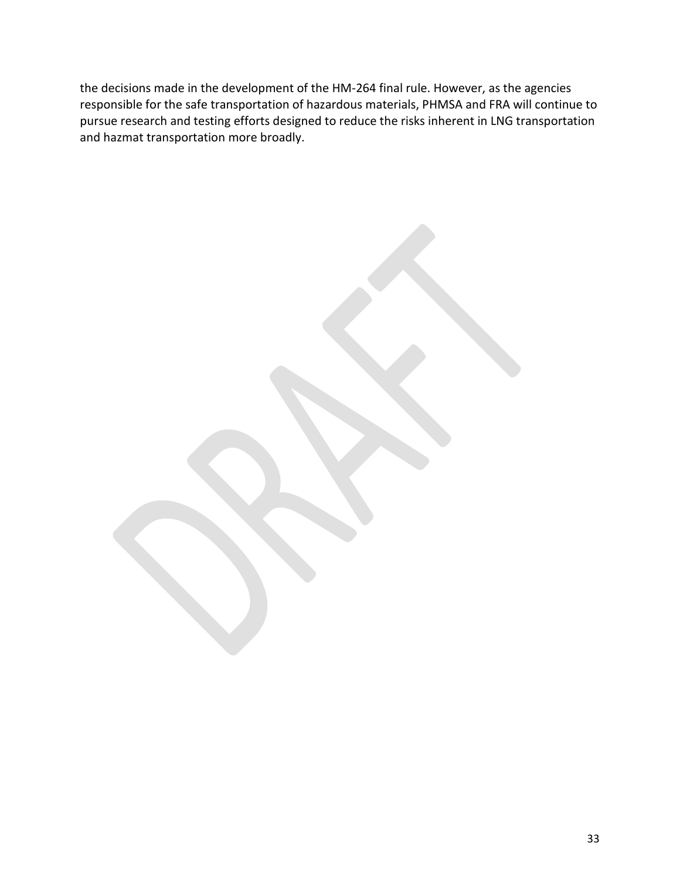the decisions made in the development of the HM-264 final rule. However, as the agencies responsible for the safe transportation of hazardous materials, PHMSA and FRA will continue to pursue research and testing efforts designed to reduce the risks inherent in LNG transportation and hazmat transportation more broadly.